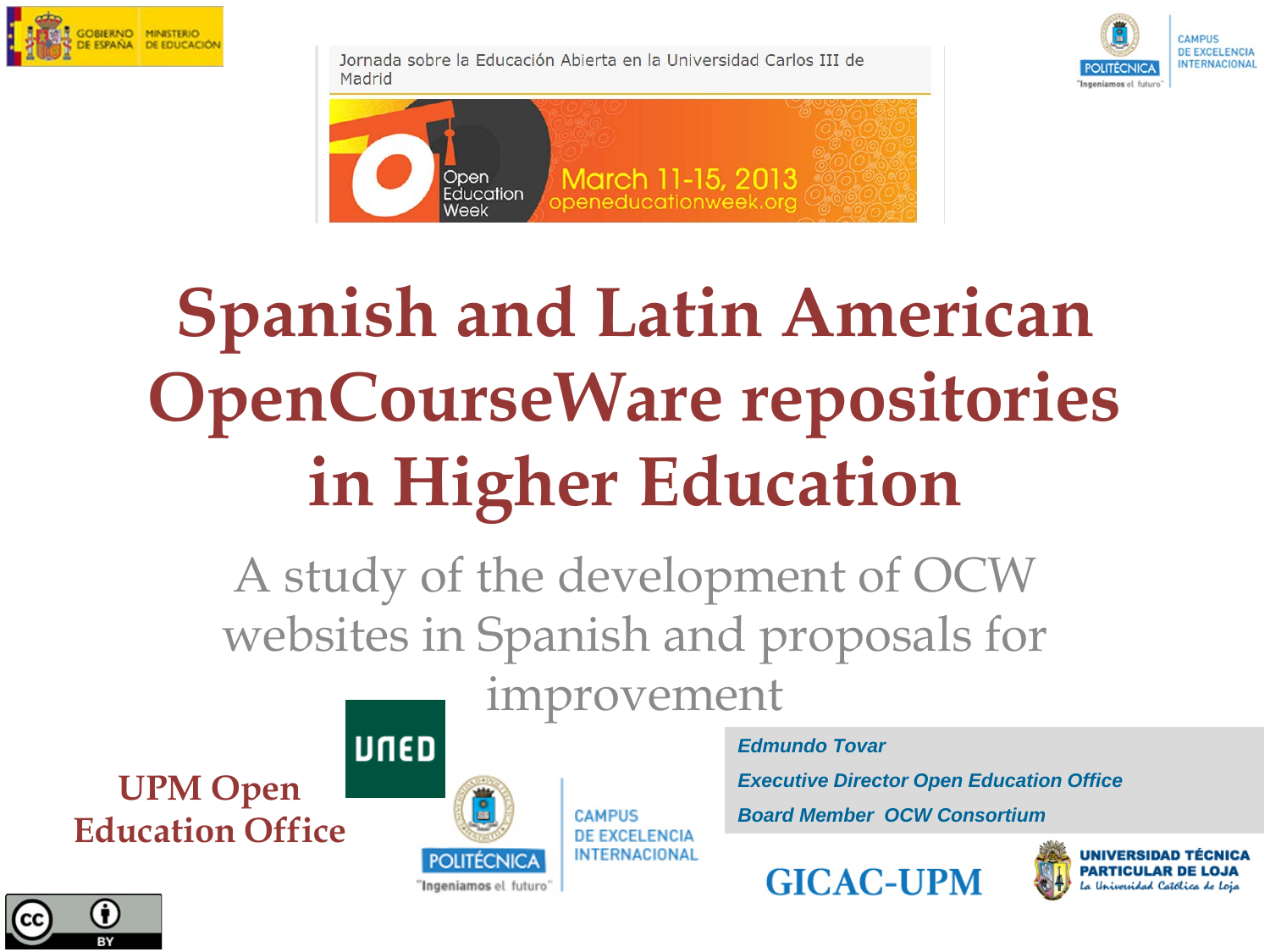Jornada sobre la Educación Abierta en la Universidad Carlos III de Madrid

Open Education Week — March 11-15, 2013 — openeducationweek.org

# Spanish and Latin American OpenCourseWare repositories in Higher Education

## A study of the development of OCW websites in Spanish and proposals for improvement

**UPM Open Education Office**

*Edmundo Tovar*

*Executive Director Open Education Office*

*Board Member OCW Consortium*

GICAC-UPM

UNIVERSIDAD TÉCNICA PARTICULAR DE LOJA

La Universidad Católica de Loja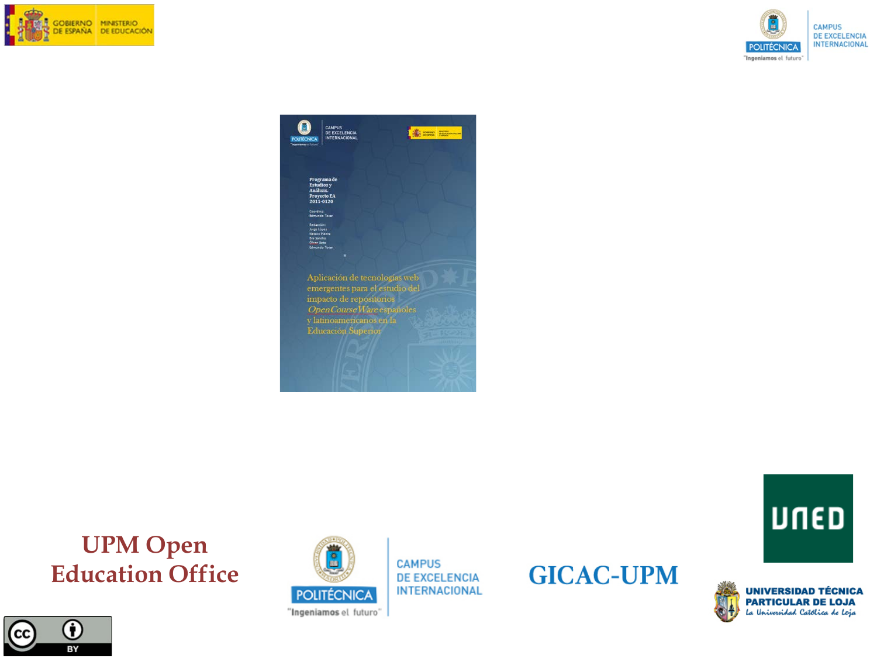Programa de Estudios y Análisis. Proyecto EA 2011-0120

Coordina: Edmundo Tovar

Redacción: Jorge López, Nelson Piedra, Eva Sancho, Oliver Soto, Edmundo Tovar

Aplicación de tecnologías web emergentes para el estudio del impacto de repositorios *OpenCourseWare* españoles y latinoamericanos en la Educación Superior

UPM Open Education Office

GICAC-UPM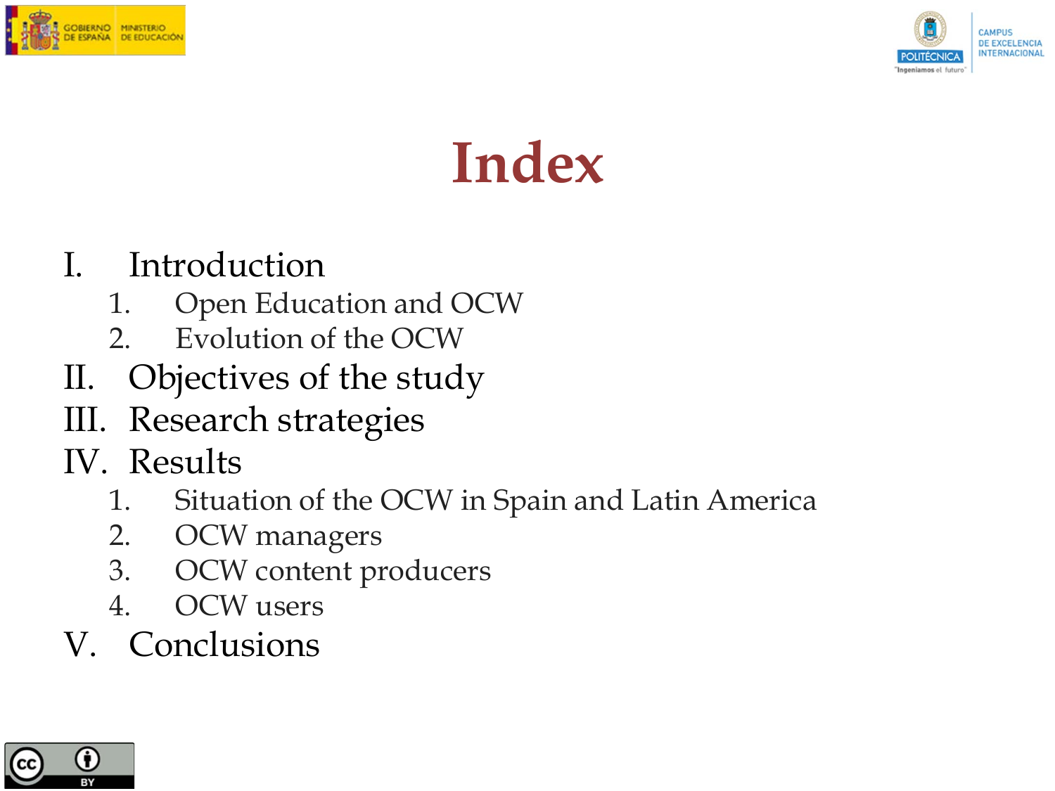# Index

I. Introduction
   1. Open Education and OCW
   2. Evolution of the OCW

II. Objectives of the study

III. Research strategies

IV. Results
   1. Situation of the OCW in Spain and Latin America
   2. OCW managers
   3. OCW content producers
   4. OCW users

V. Conclusions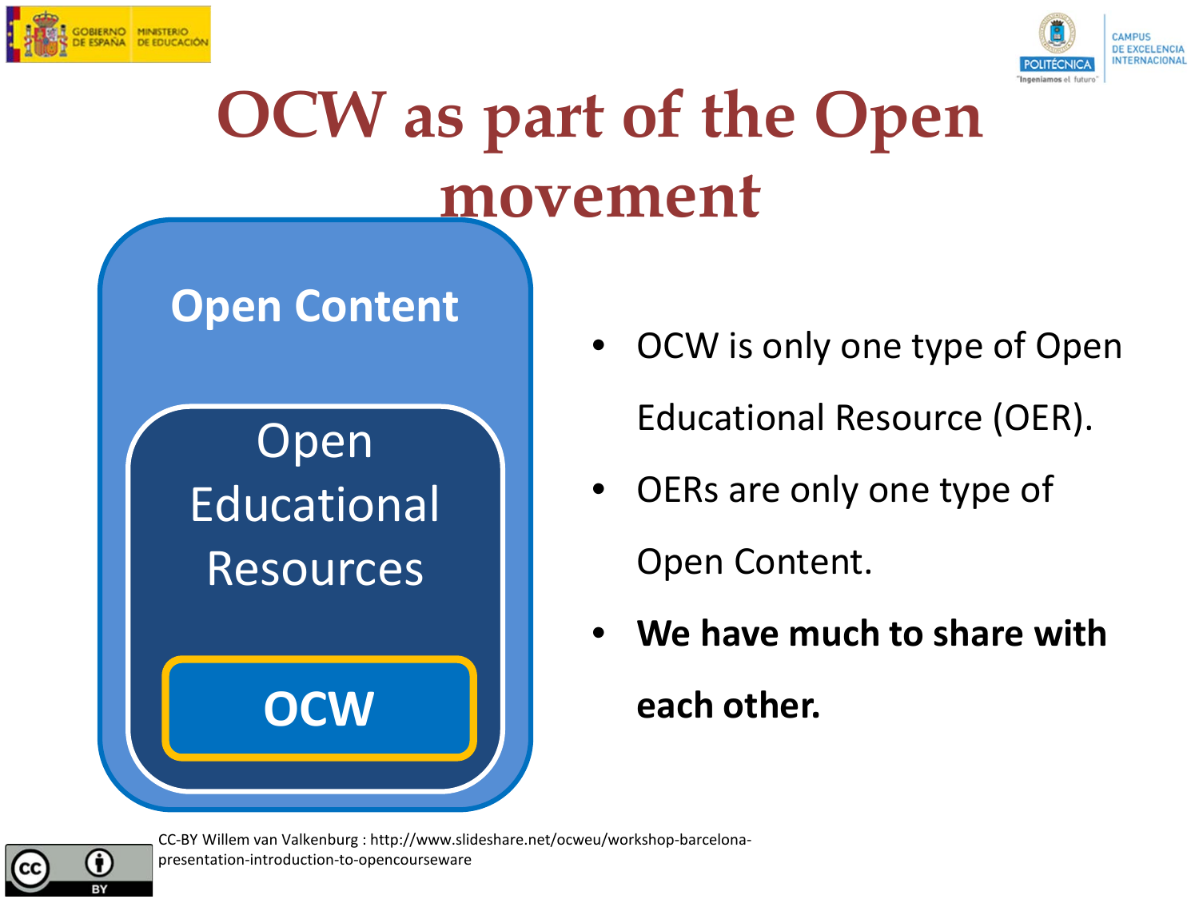# OCW as part of the Open movement

Open Content

Open Educational Resources

OCW

- OCW is only one type of Open Educational Resource (OER).
- OERs are only one type of Open Content.
- **We have much to share with each other.**

CC-BY Willem van Valkenburg : http://www.slideshare.net/ocweu/workshop-barcelona-presentation-introduction-to-opencourseware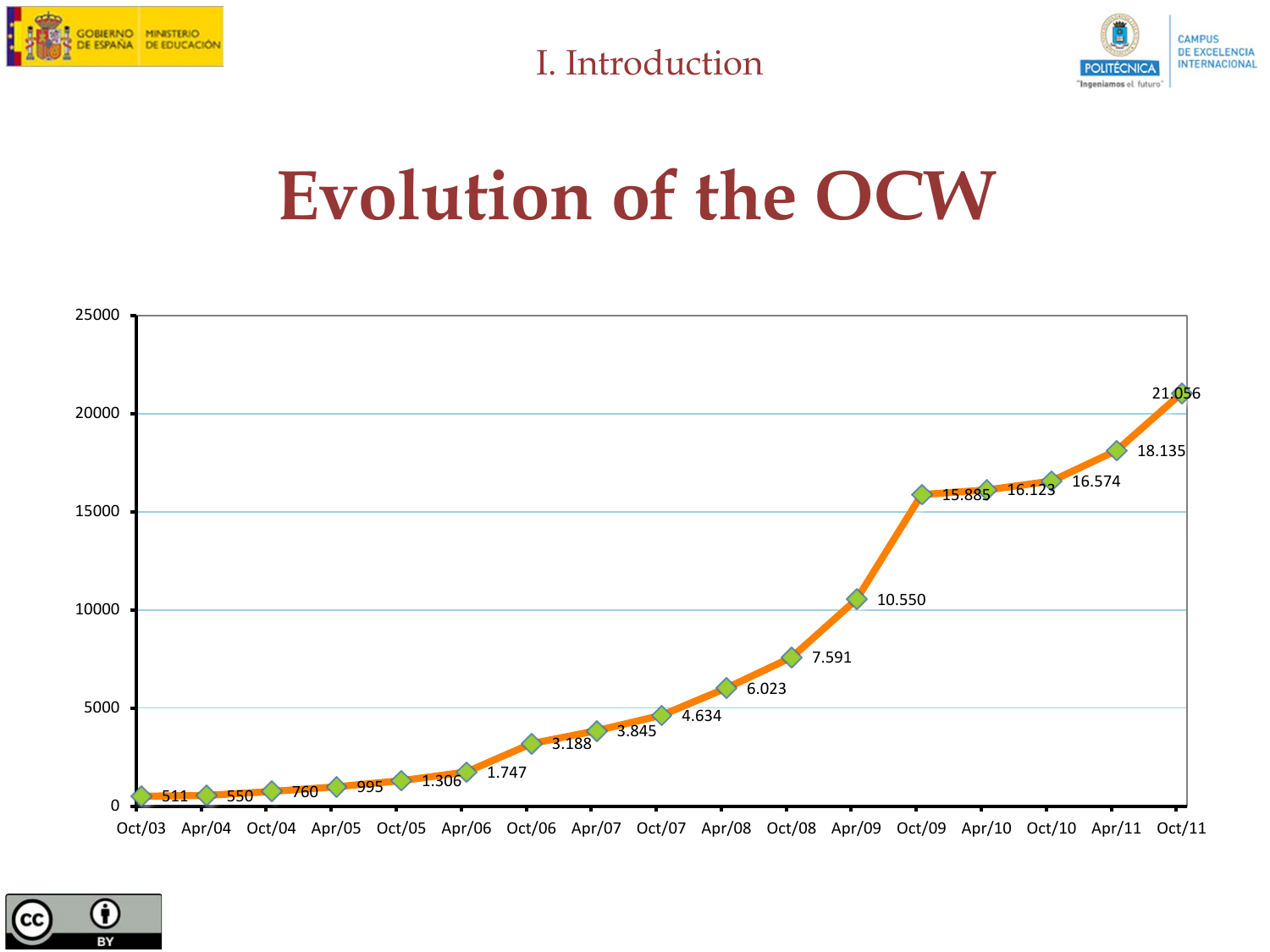I. Introduction

# Evolution of the OCW

| Date | Value |
|---|---|
| Oct/03 | 511 |
| Apr/04 | 550 |
| Oct/04 | 760 |
| Apr/05 | 995 |
| Oct/05 | 1.306 |
| Apr/06 | 1.747 |
| Oct/06 | 3.188 |
| Apr/07 | 3.845 |
| Oct/07 | 4.634 |
| Apr/08 | 6.023 |
| Oct/08 | 7.591 |
| Apr/09 | 10.550 |
| Oct/09 | 15.885 |
| Apr/10 | 16.123 |
| Oct/10 | 16.574 |
| Apr/11 | 18.135 |
| Oct/11 | 21.056 |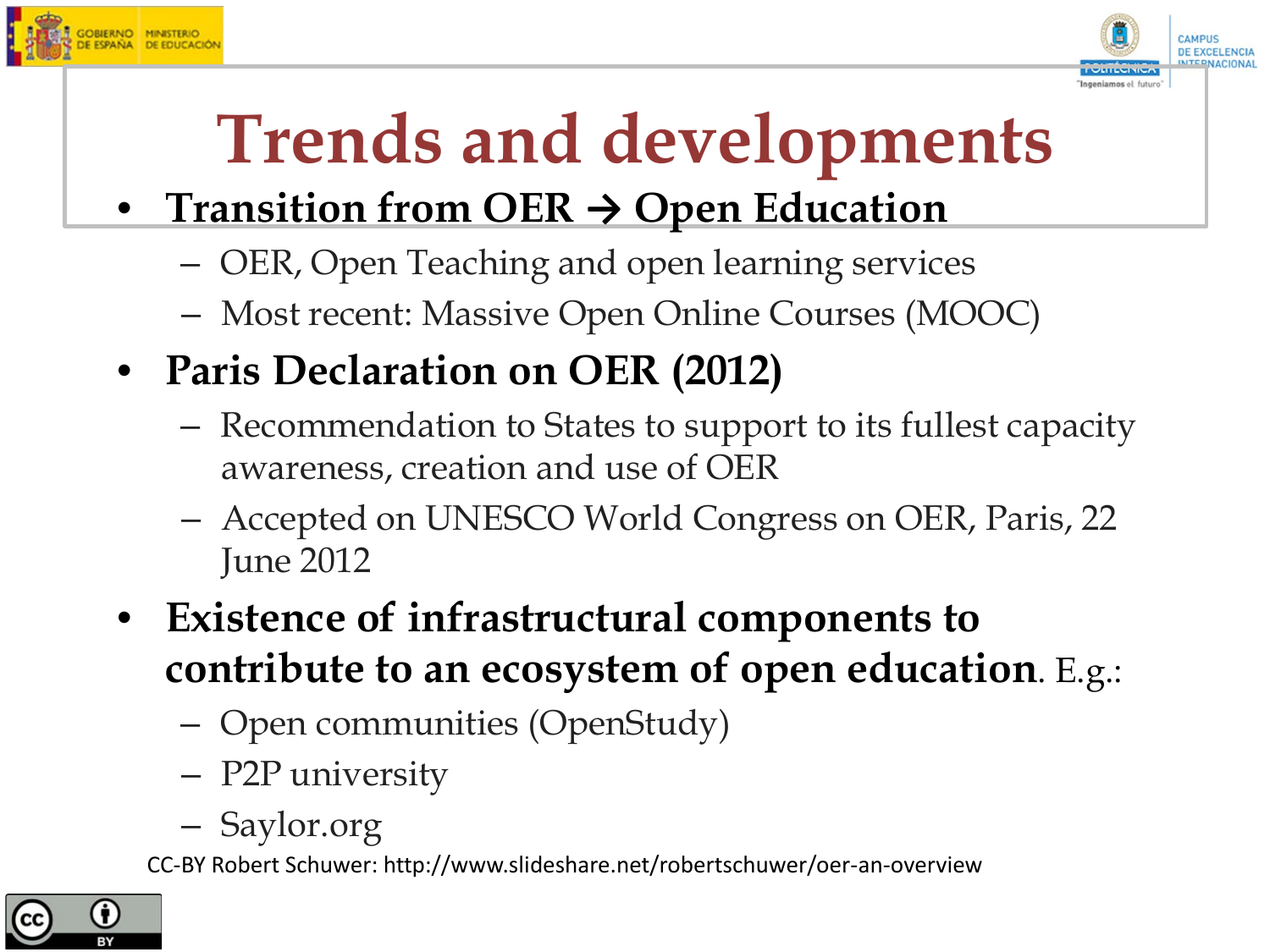# Trends and developments

- **Transition from OER → Open Education**
  - OER, Open Teaching and open learning services
  - Most recent: Massive Open Online Courses (MOOC)
- **Paris Declaration on OER (2012)**
  - Recommendation to States to support to its fullest capacity awareness, creation and use of OER
  - Accepted on UNESCO World Congress on OER, Paris, 22 June 2012
- **Existence of infrastructural components to contribute to an ecosystem of open education**. E.g.:
  - Open communities (OpenStudy)
  - P2P university
  - Saylor.org

CC-BY Robert Schuwer: http://www.slideshare.net/robertschuwer/oer-an-overview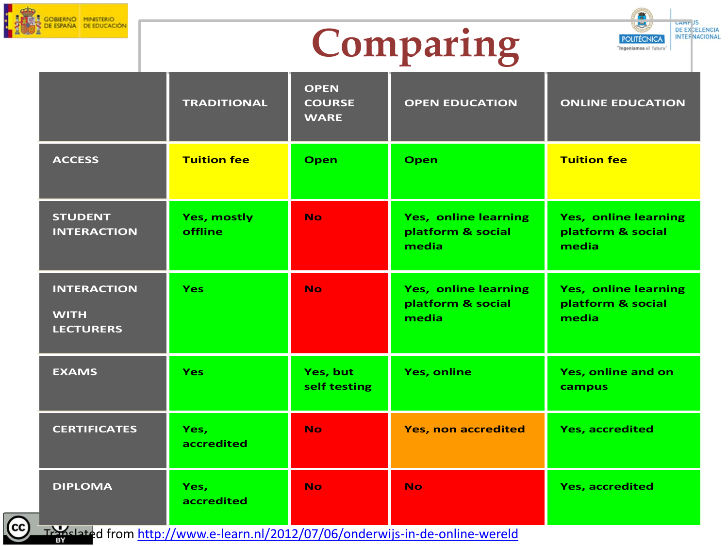# Comparing

| | TRADITIONAL | OPEN COURSE WARE | OPEN EDUCATION | ONLINE EDUCATION |
|---|---|---|---|---|
| ACCESS | Tuition fee | Open | Open | Tuition fee |
| STUDENT INTERACTION | Yes, mostly offline | No | Yes, online learning platform & social media | Yes, online learning platform & social media |
| INTERACTION WITH LECTURERS | Yes | No | Yes, online learning platform & social media | Yes, online learning platform & social media |
| EXAMS | Yes | Yes, but self testing | Yes, online | Yes, online and on campus |
| CERTIFICATES | Yes, accredited | No | Yes, non accredited | Yes, accredited |
| DIPLOMA | Yes, accredited | No | No | Yes, accredited |

Translated from http://www.e-learn.nl/2012/07/06/onderwijs-in-de-online-wereld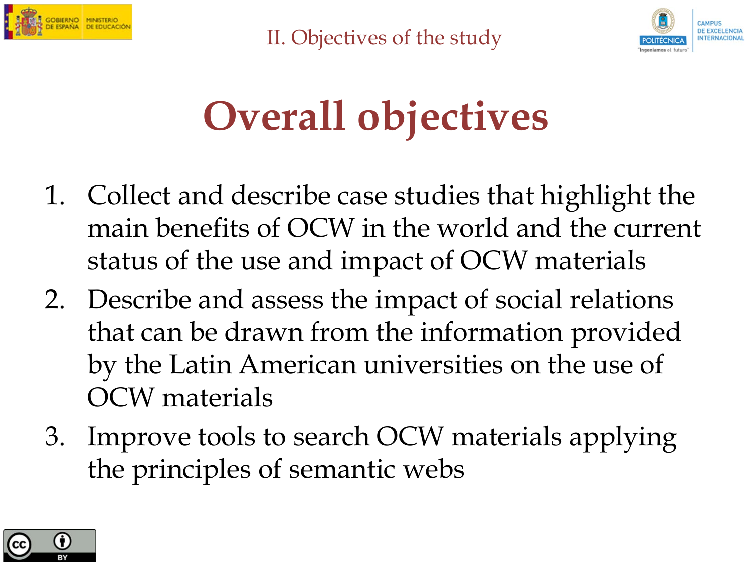# Overall objectives

1. Collect and describe case studies that highlight the main benefits of OCW in the world and the current status of the use and impact of OCW materials
2. Describe and assess the impact of social relations that can be drawn from the information provided by the Latin American universities on the use of OCW materials
3. Improve tools to search OCW materials applying the principles of semantic webs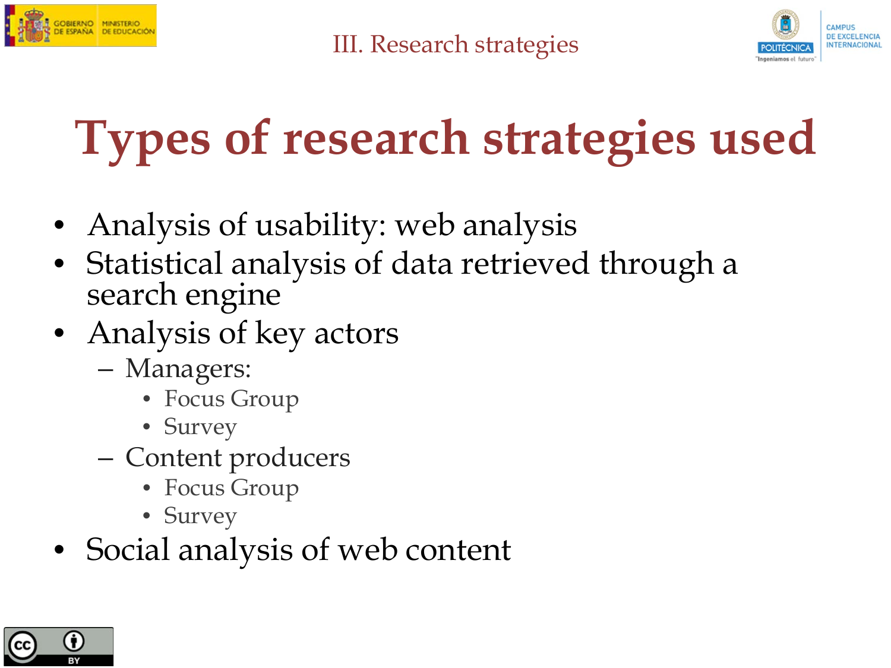# Types of research strategies used

- Analysis of usability: web analysis
- Statistical analysis of data retrieved through a search engine
- Analysis of key actors
  - Managers:
    - Focus Group
    - Survey
  - Content producers
    - Focus Group
    - Survey
- Social analysis of web content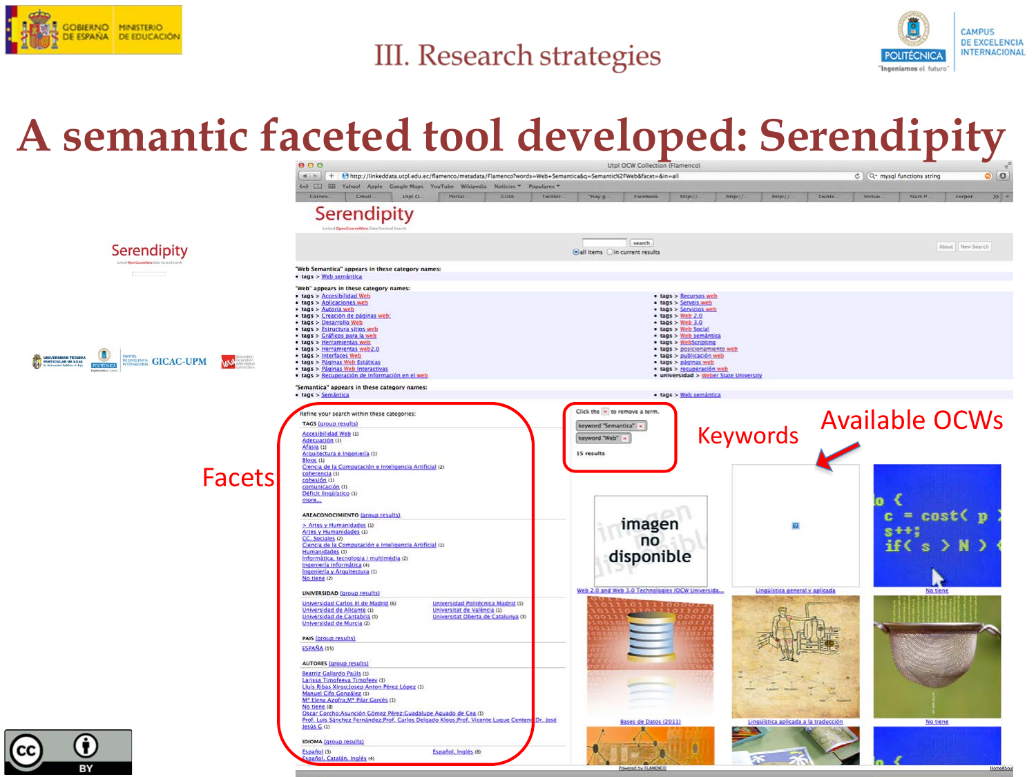III. Research strategies

# A semantic faceted tool developed: Serendipity

Facets

Keywords

Available OCWs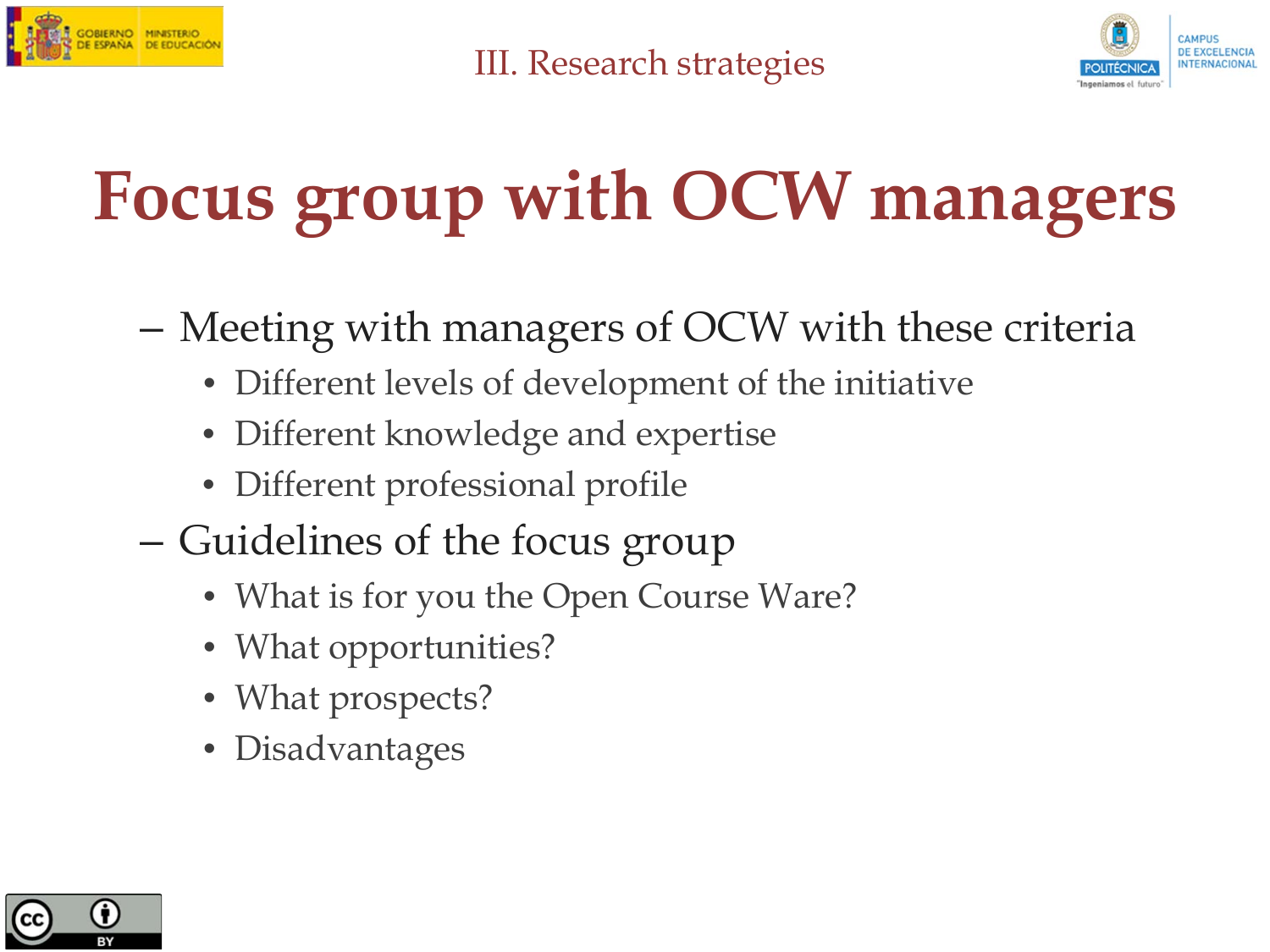III. Research strategies

# Focus group with OCW managers

- Meeting with managers of OCW with these criteria
  - Different levels of development of the initiative
  - Different knowledge and expertise
  - Different professional profile
- Guidelines of the focus group
  - What is for you the Open Course Ware?
  - What opportunities?
  - What prospects?
  - Disadvantages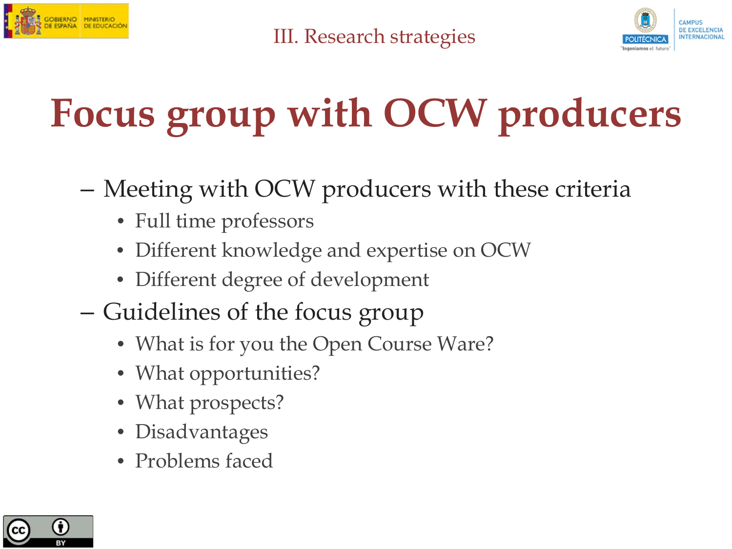# Focus group with OCW producers

- Meeting with OCW producers with these criteria
  - Full time professors
  - Different knowledge and expertise on OCW
  - Different degree of development
- Guidelines of the focus group
  - What is for you the Open Course Ware?
  - What opportunities?
  - What prospects?
  - Disadvantages
  - Problems faced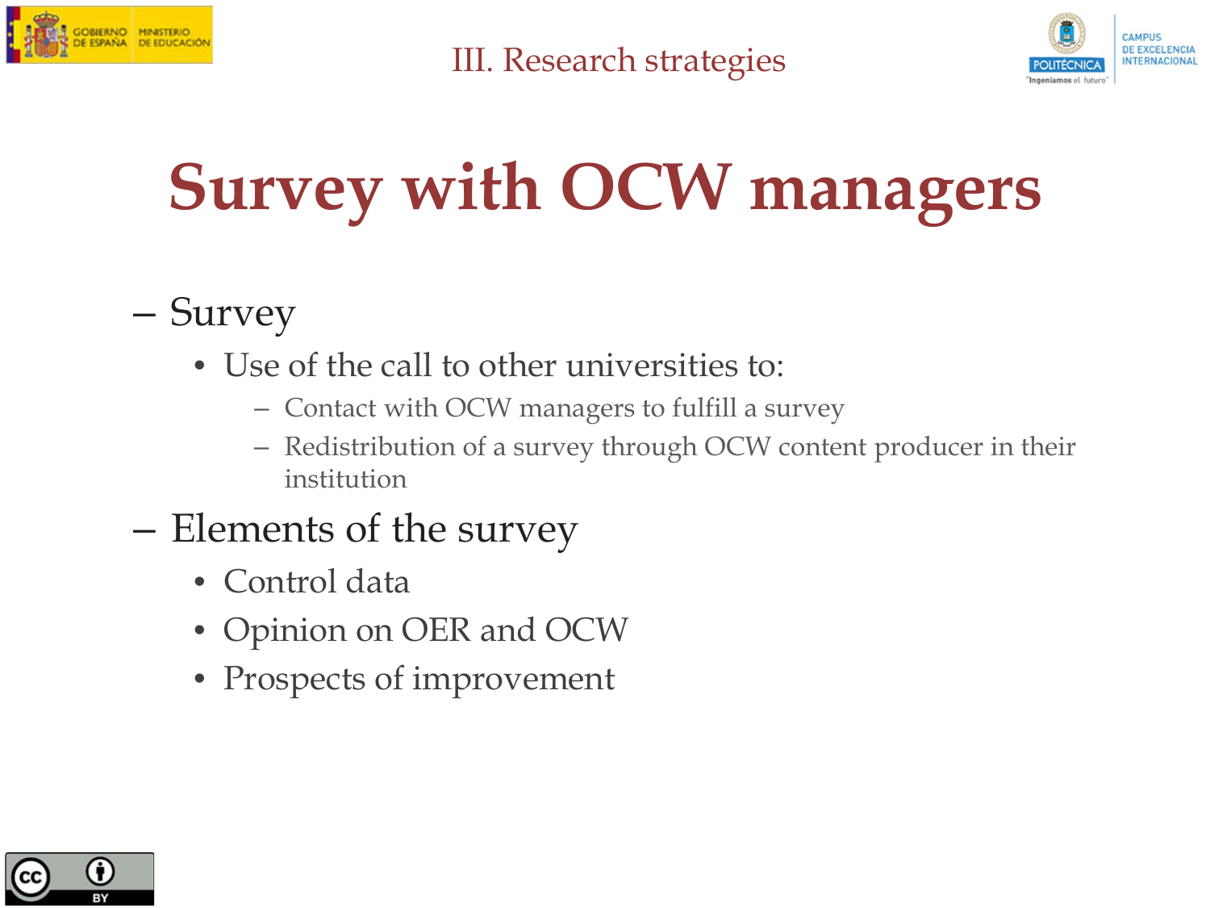# Survey with OCW managers

- Survey
  - Use of the call to other universities to:
    - Contact with OCW managers to fulfill a survey
    - Redistribution of a survey through OCW content producer in their institution
- Elements of the survey
  - Control data
  - Opinion on OER and OCW
  - Prospects of improvement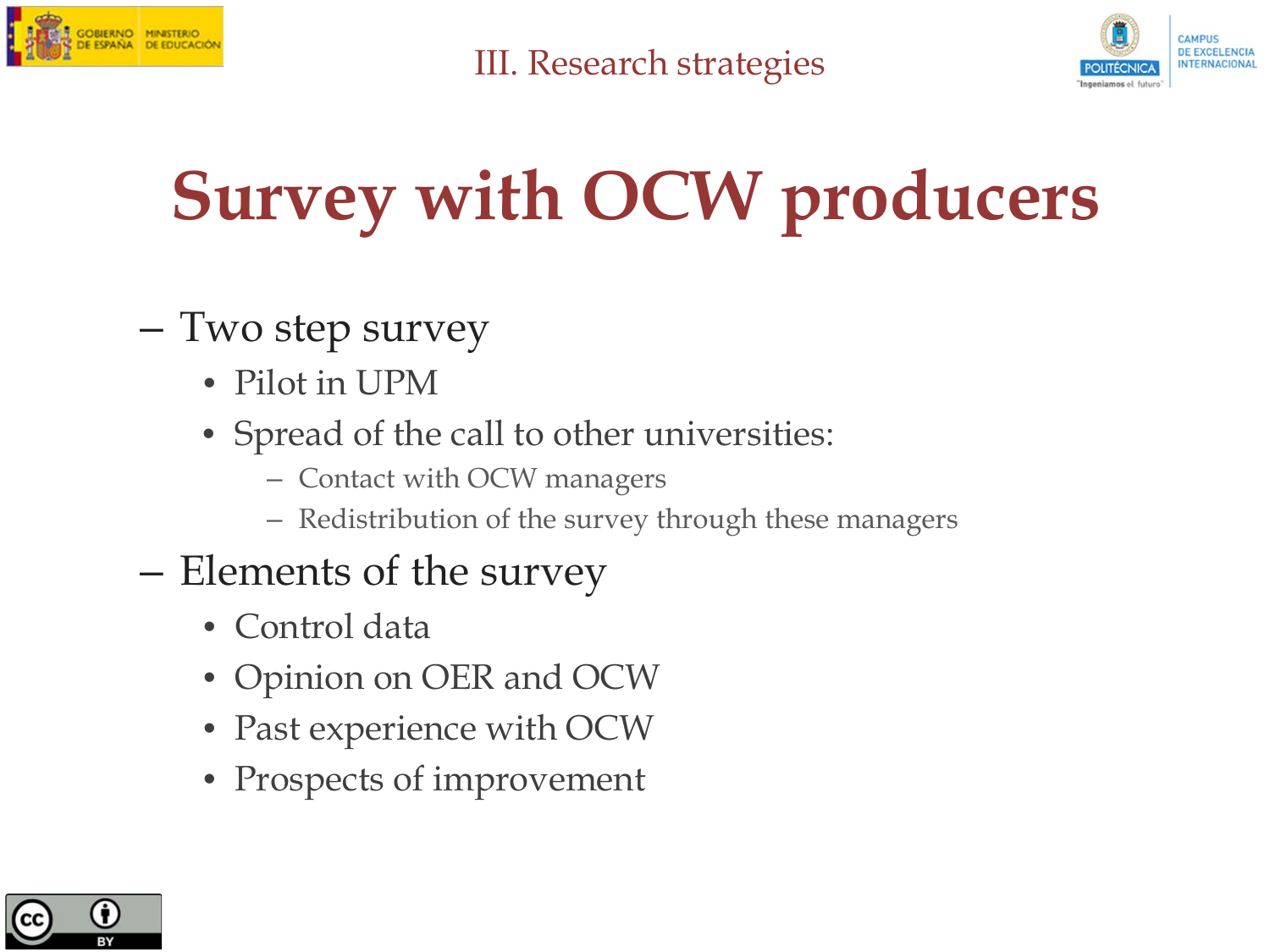# Survey with OCW producers

- Two step survey
  - Pilot in UPM
  - Spread of the call to other universities:
    - Contact with OCW managers
    - Redistribution of the survey through these managers
- Elements of the survey
  - Control data
  - Opinion on OER and OCW
  - Past experience with OCW
  - Prospects of improvement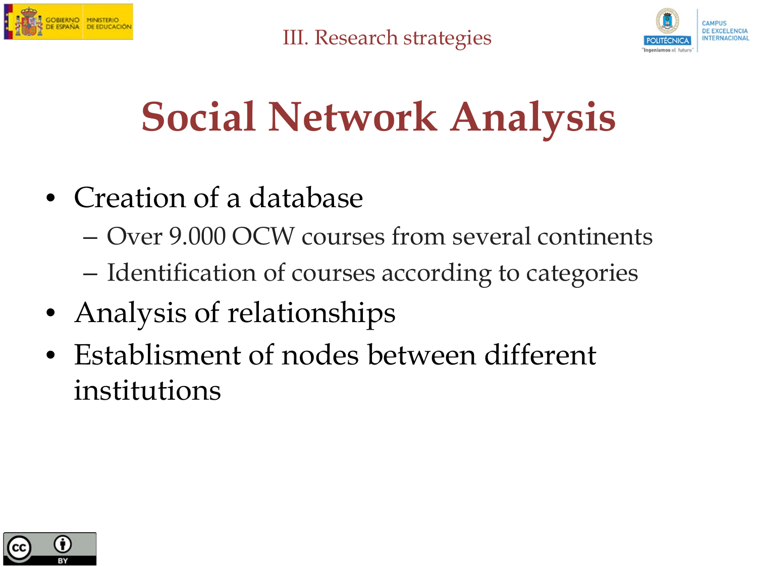# Social Network Analysis

- Creation of a database
  - Over 9.000 OCW courses from several continents
  - Identification of courses according to categories
- Analysis of relationships
- Establisment of nodes between different institutions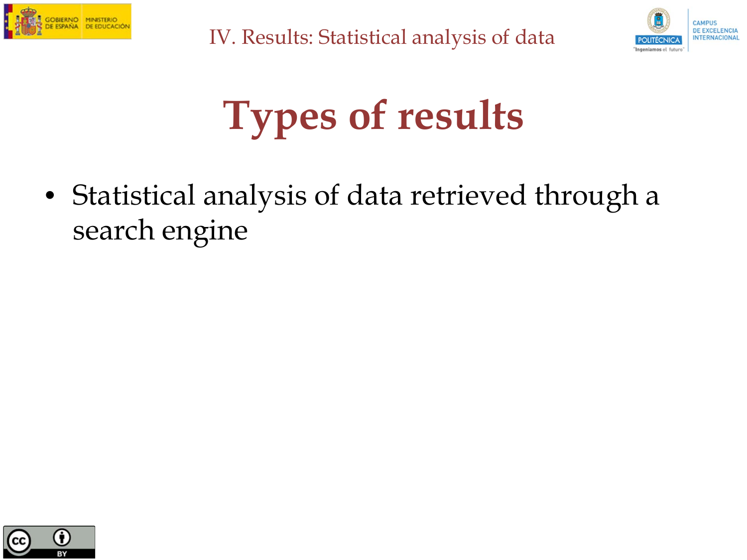# Types of results

- Statistical analysis of data retrieved through a search engine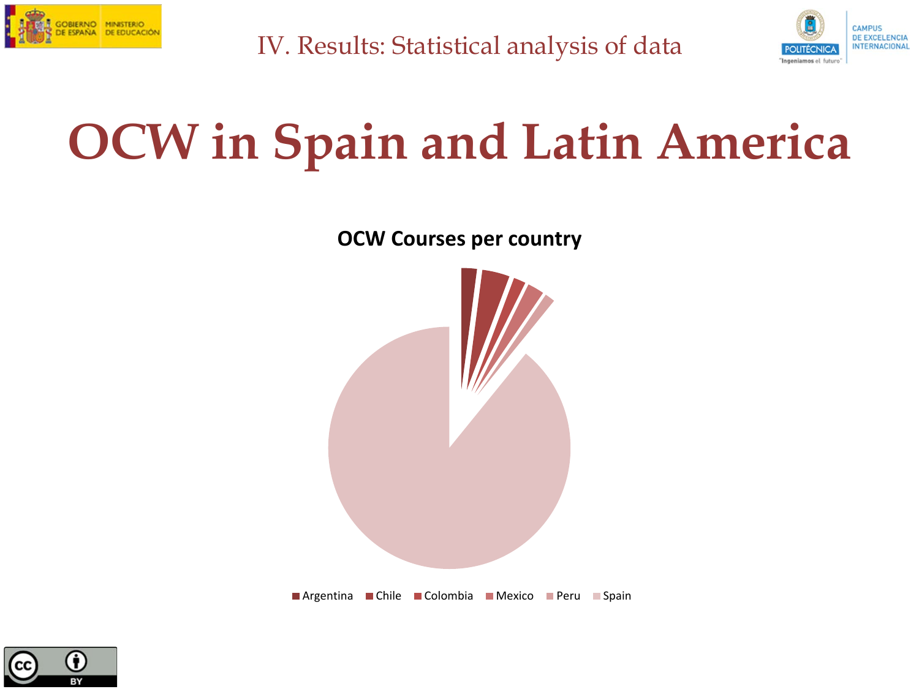# OCW in Spain and Latin America

**OCW Courses per country**

Argentina · Chile · Colombia · Mexico · Peru · Spain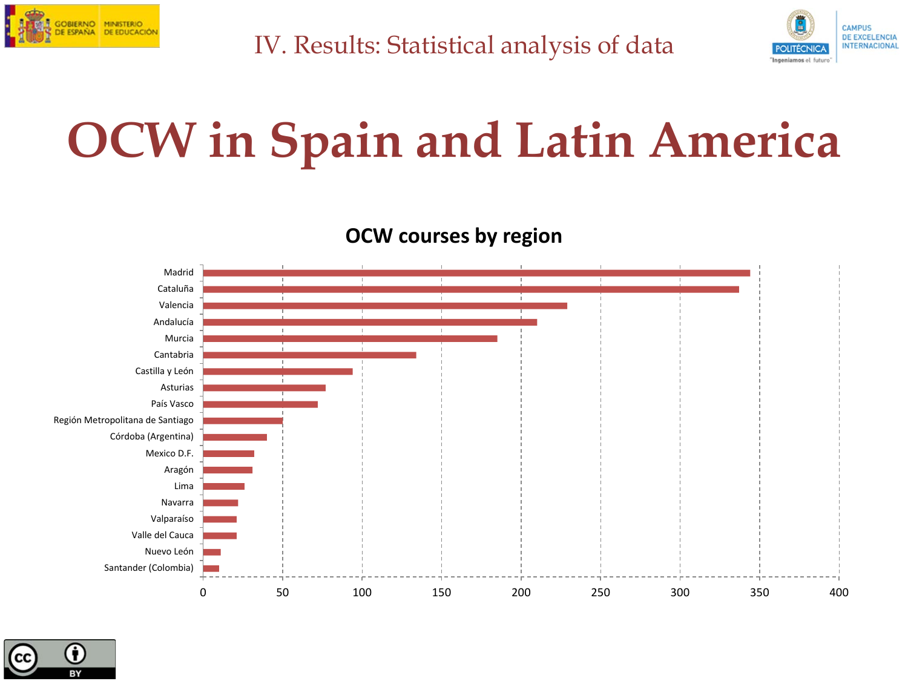# IV. Results: Statistical analysis of data

# OCW in Spain and Latin America

**OCW courses by region**

| Region | OCW courses (approx.) |
|---|---|
| Madrid | 344 |
| Cataluña | 337 |
| Valencia | 229 |
| Andalucía | 210 |
| Murcia | 185 |
| Cantabria | 134 |
| Castilla y León | 94 |
| Asturias | 77 |
| País Vasco | 72 |
| Región Metropolitana de Santiago | 50 |
| Córdoba (Argentina) | 40 |
| Mexico D.F. | 32 |
| Aragón | 31 |
| Lima | 26 |
| Navarra | 22 |
| Valparaíso | 21 |
| Valle del Cauca | 21 |
| Nuevo León | 11 |
| Santander (Colombia) | 10 |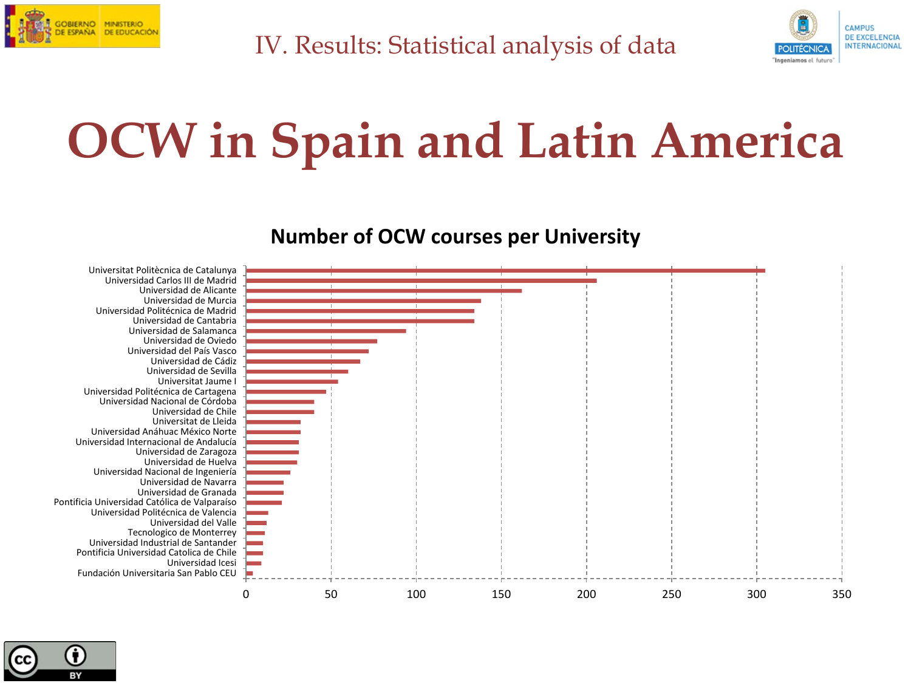IV. Results: Statistical analysis of data

# OCW in Spain and Latin America

**Number of OCW courses per University**

| University | Number of OCW courses (approx.) |
|---|---|
| Universitat Politècnica de Catalunya | 305 |
| Universidad Carlos III de Madrid | 206 |
| Universidad de Alicante | 162 |
| Universidad de Murcia | 138 |
| Universidad Politécnica de Madrid | 134 |
| Universidad de Cantabria | 134 |
| Universidad de Salamanca | 94 |
| Universidad de Oviedo | 77 |
| Universidad del País Vasco | 72 |
| Universidad de Cádiz | 67 |
| Universidad de Sevilla | 60 |
| Universitat Jaume I | 54 |
| Universidad Politécnica de Cartagena | 47 |
| Universidad Nacional de Córdoba | 40 |
| Universidad de Chile | 40 |
| Universitat de Lleida | 32 |
| Universidad Anáhuac México Norte | 32 |
| Universidad Internacional de Andalucía | 31 |
| Universidad de Zaragoza | 31 |
| Universidad de Huelva | 30 |
| Universidad Nacional de Ingeniería | 26 |
| Universidad de Navarra | 22 |
| Universidad de Granada | 22 |
| Pontificia Universidad Católica de Valparaíso | 21 |
| Universidad Politécnica de Valencia | 13 |
| Universidad del Valle | 12 |
| Tecnologico de Monterrey | 11 |
| Universidad Industrial de Santander | 10 |
| Pontificia Universidad Catolica de Chile | 10 |
| Universidad Icesi | 9 |
| Fundación Universitaria San Pablo CEU | 4 |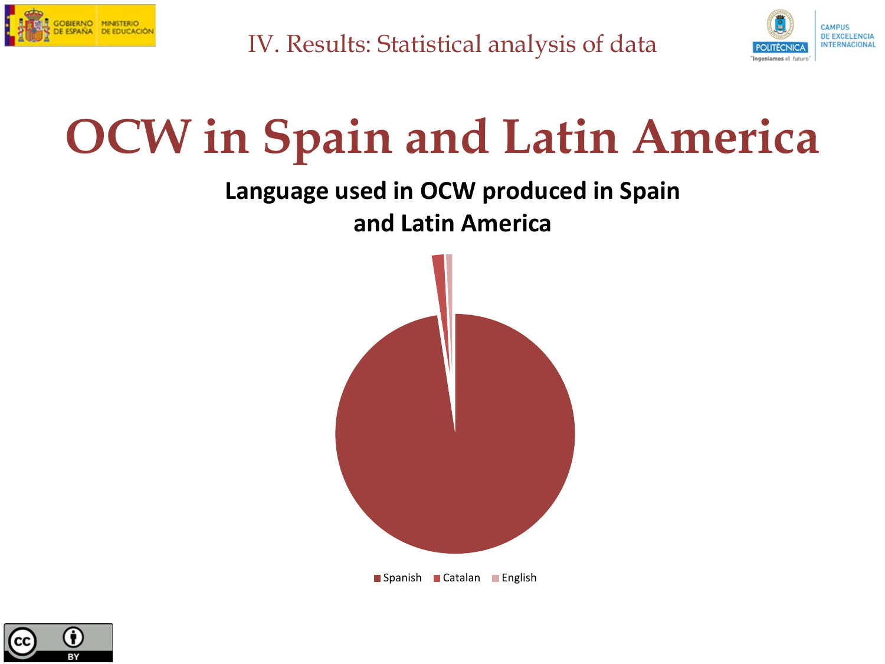# OCW in Spain and Latin America

**Language used in OCW produced in Spain and Latin America**

Spanish · Catalan · English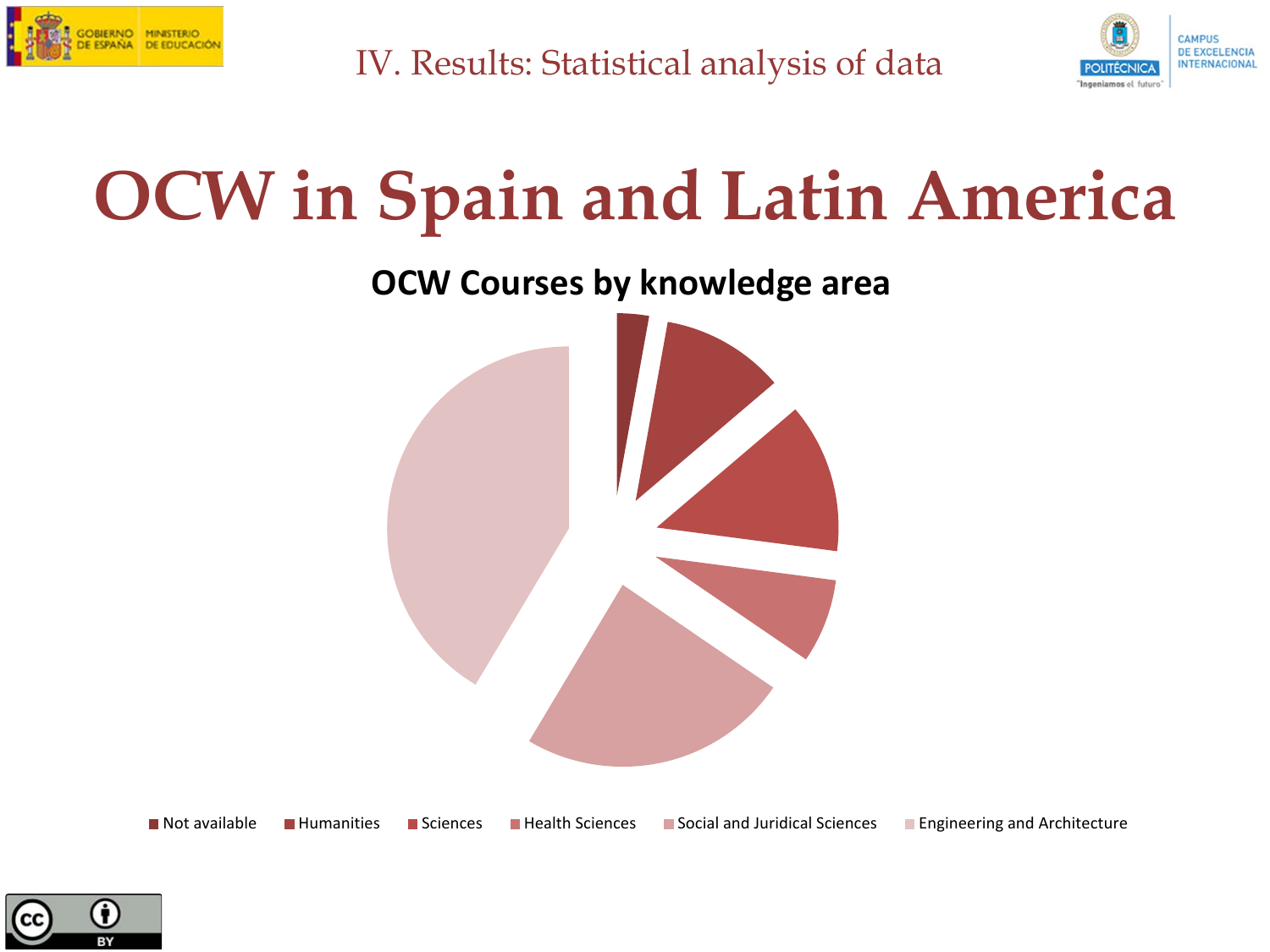# OCW in Spain and Latin America

**OCW Courses by knowledge area**

- Not available
- Humanities
- Sciences
- Health Sciences
- Social and Juridical Sciences
- Engineering and Architecture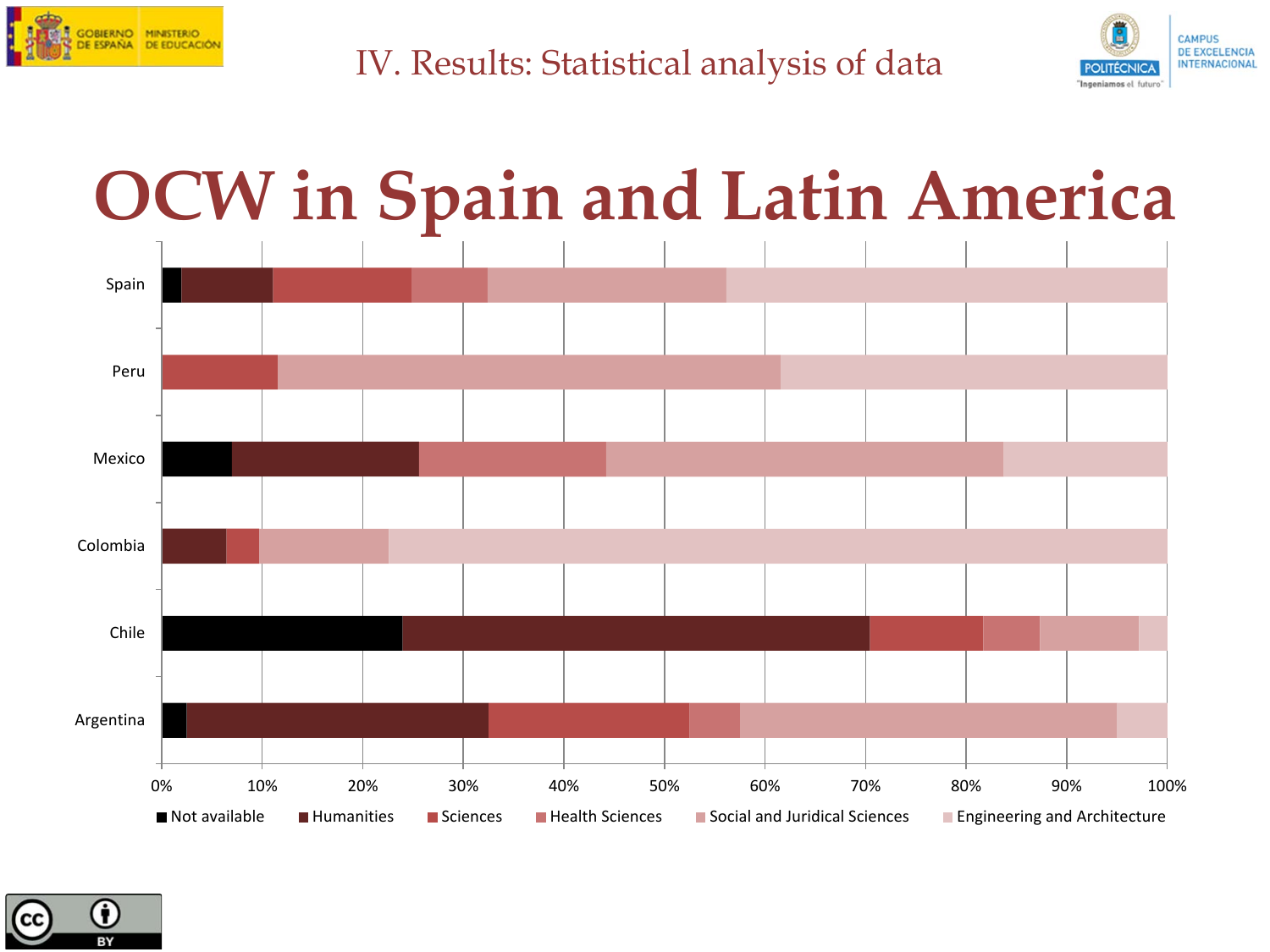# IV. Results: Statistical analysis of data

## OCW in Spain and Latin America

Spain
Peru
Mexico
Colombia
Chile
Argentina

0% 10% 20% 30% 40% 50% 60% 70% 80% 90% 100%

■ Not available ■ Humanities ■ Sciences ■ Health Sciences ■ Social and Juridical Sciences ■ Engineering and Architecture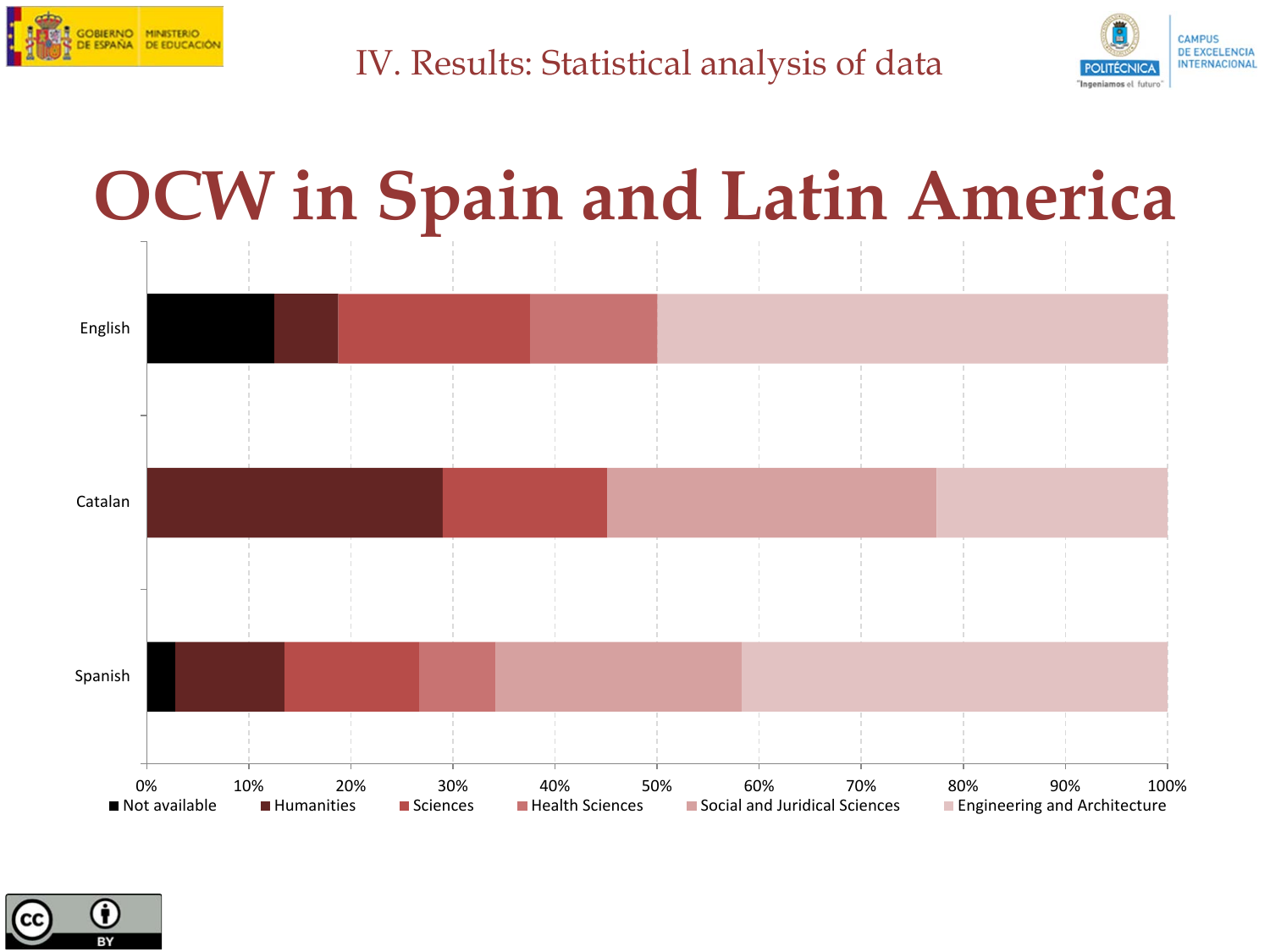# OCW in Spain and Latin America

English

Catalan

Spanish

0% 10% 20% 30% 40% 50% 60% 70% 80% 90% 100%

■ Not available ■ Humanities ■ Sciences ■ Health Sciences ■ Social and Juridical Sciences ■ Engineering and Architecture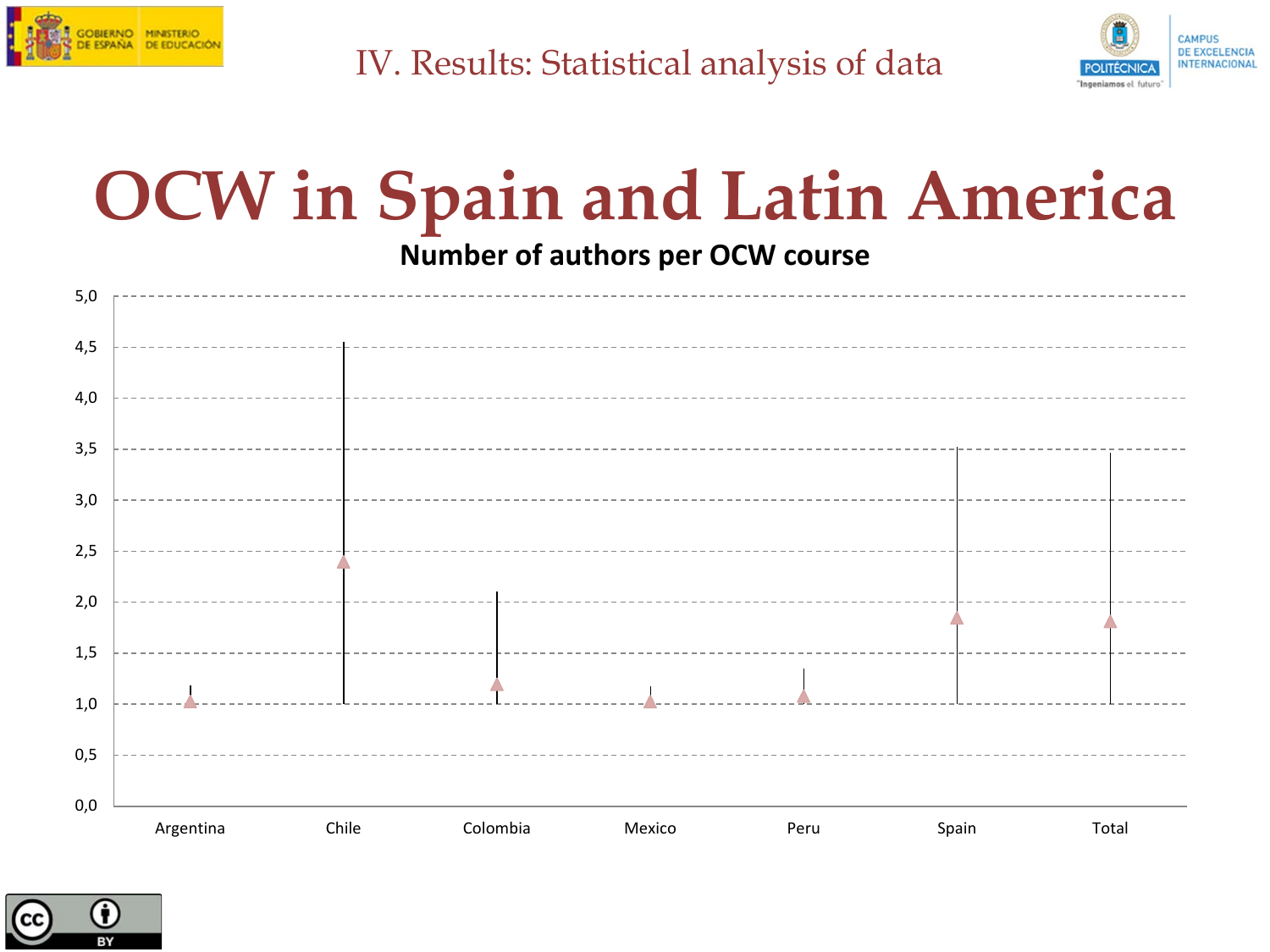# IV. Results: Statistical analysis of data

# OCW in Spain and Latin America

**Number of authors per OCW course**

5,0
4,5
4,0
3,5
3,0
2,5
2,0
1,5
1,0
0,5
0,0

Argentina Chile Colombia Mexico Peru Spain Total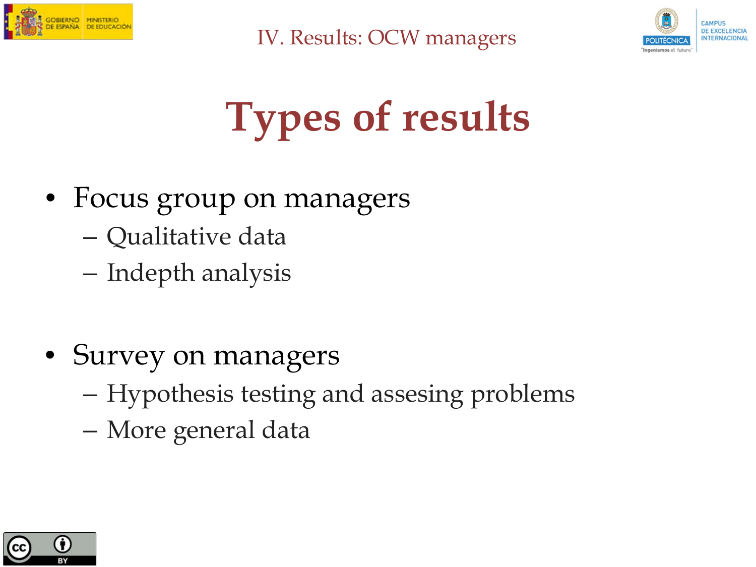# Types of results

- Focus group on managers
  - Qualitative data
  - Indepth analysis

- Survey on managers
  - Hypothesis testing and assesing problems
  - More general data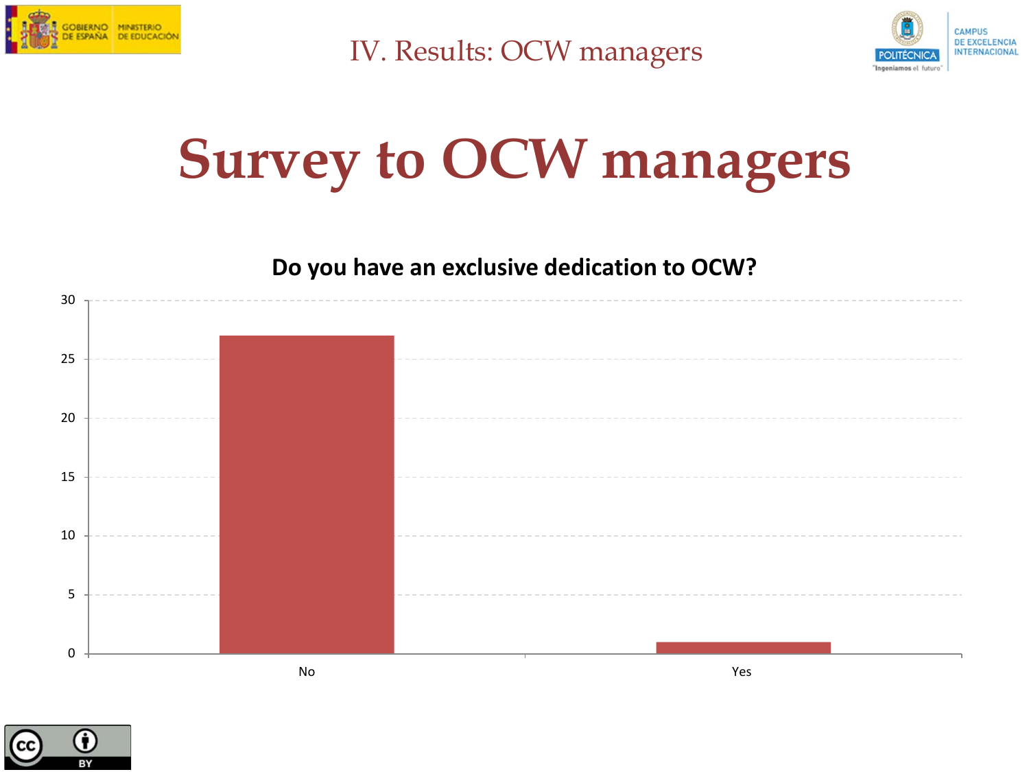# Survey to OCW managers

**Do you have an exclusive dedication to OCW?**

| Answer | Count |
|---|---|
| No | 27 |
| Yes | 1 |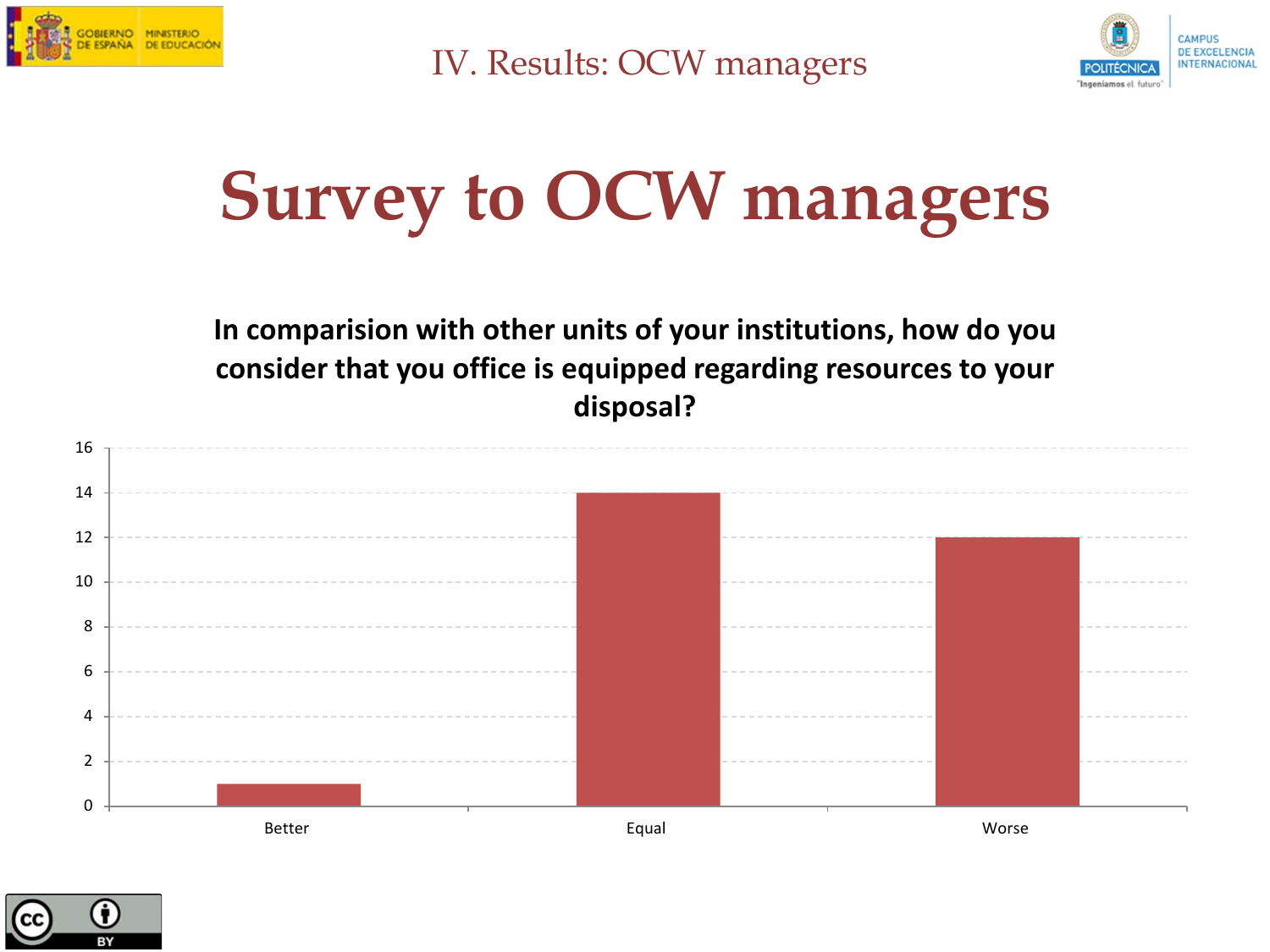# Survey to OCW managers

**In comparision with other units of your institutions, how do you consider that you office is equipped regarding resources to your disposal?**

| Response | Count |
|---|---|
| Better | 1 |
| Equal | 14 |
| Worse | 12 |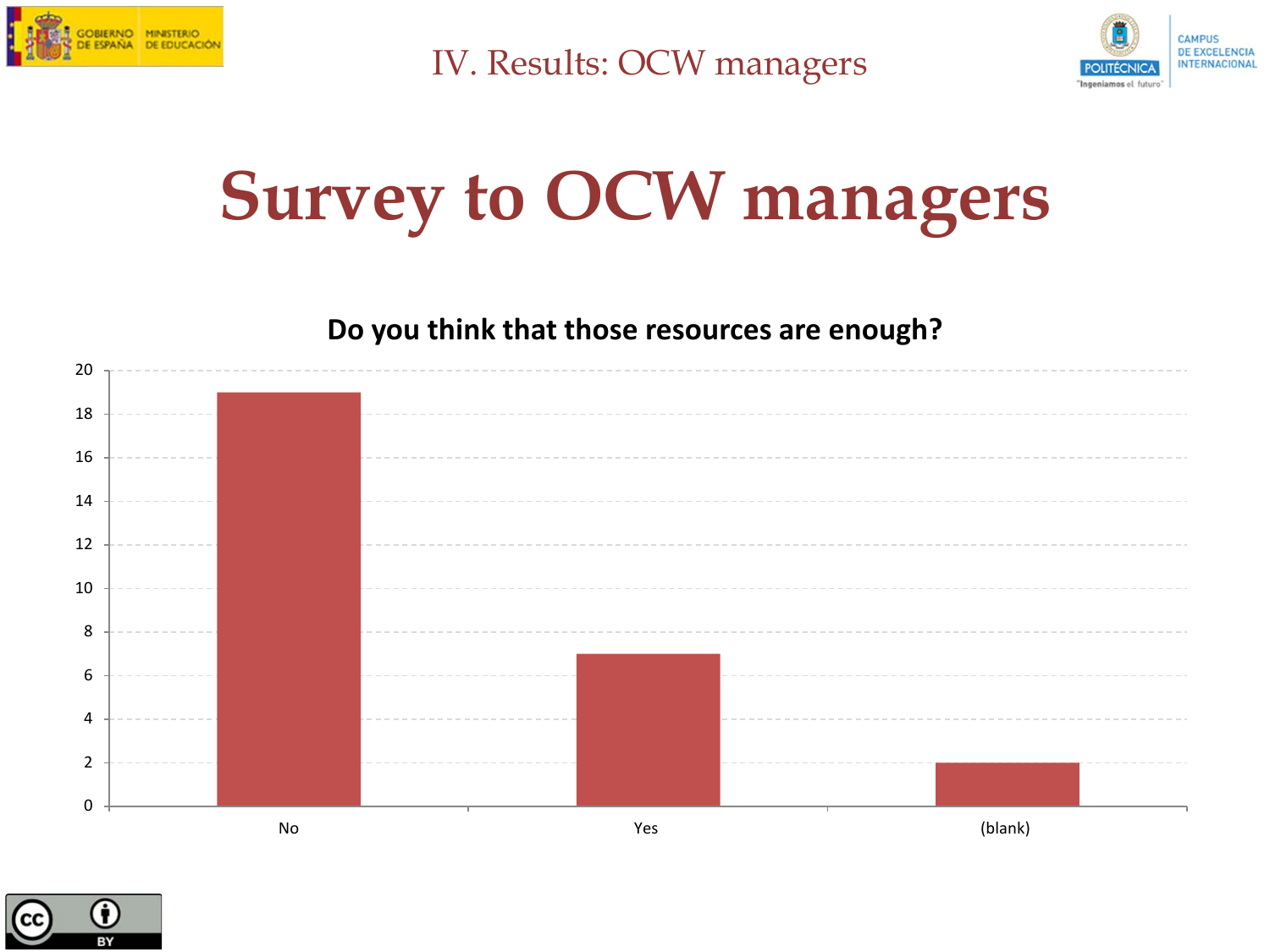IV. Results: OCW managers

# Survey to OCW managers

**Do you think that those resources are enough?**

| Answer | Count |
| --- | --- |
| No | 19 |
| Yes | 7 |
| (blank) | 2 |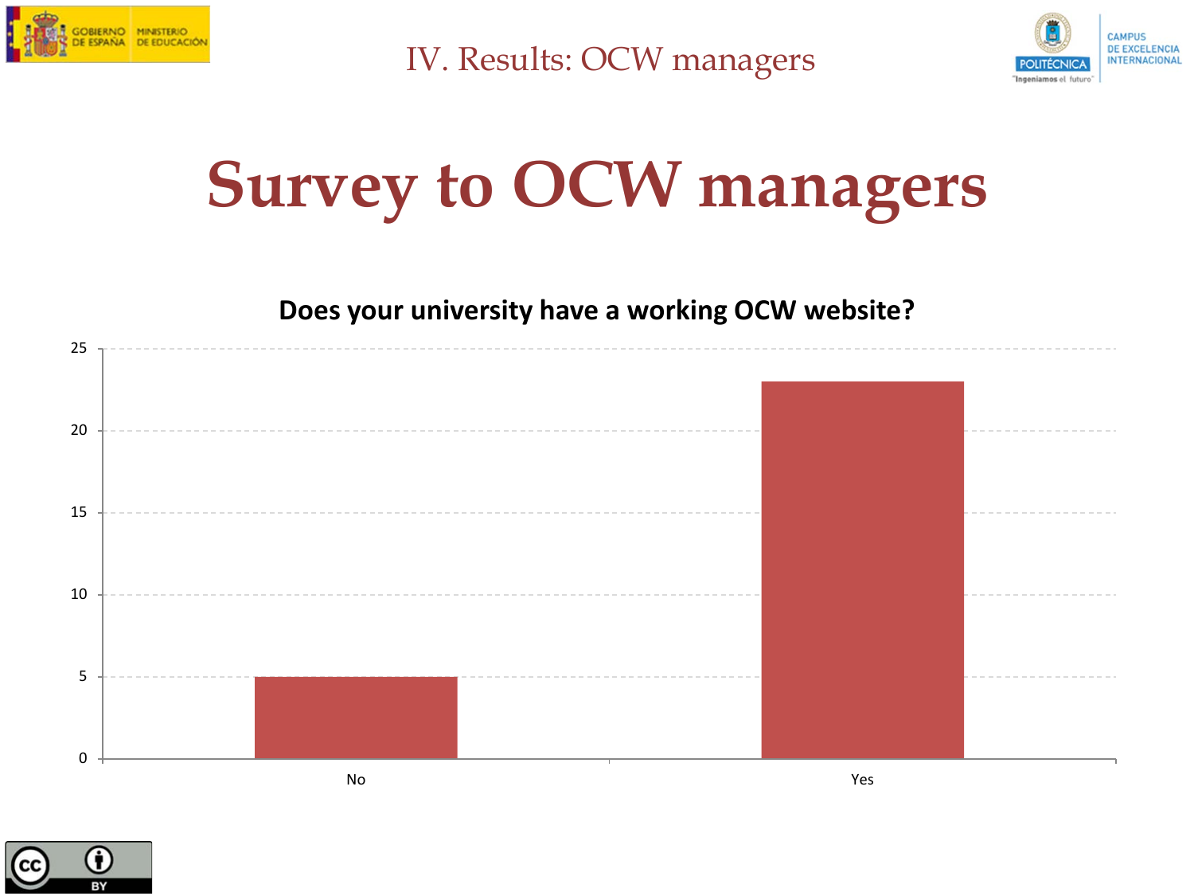IV. Results: OCW managers

# Survey to OCW managers

**Does your university have a working OCW website?**

| Answer | Count |
|---|---|
| No | 5 |
| Yes | 23 |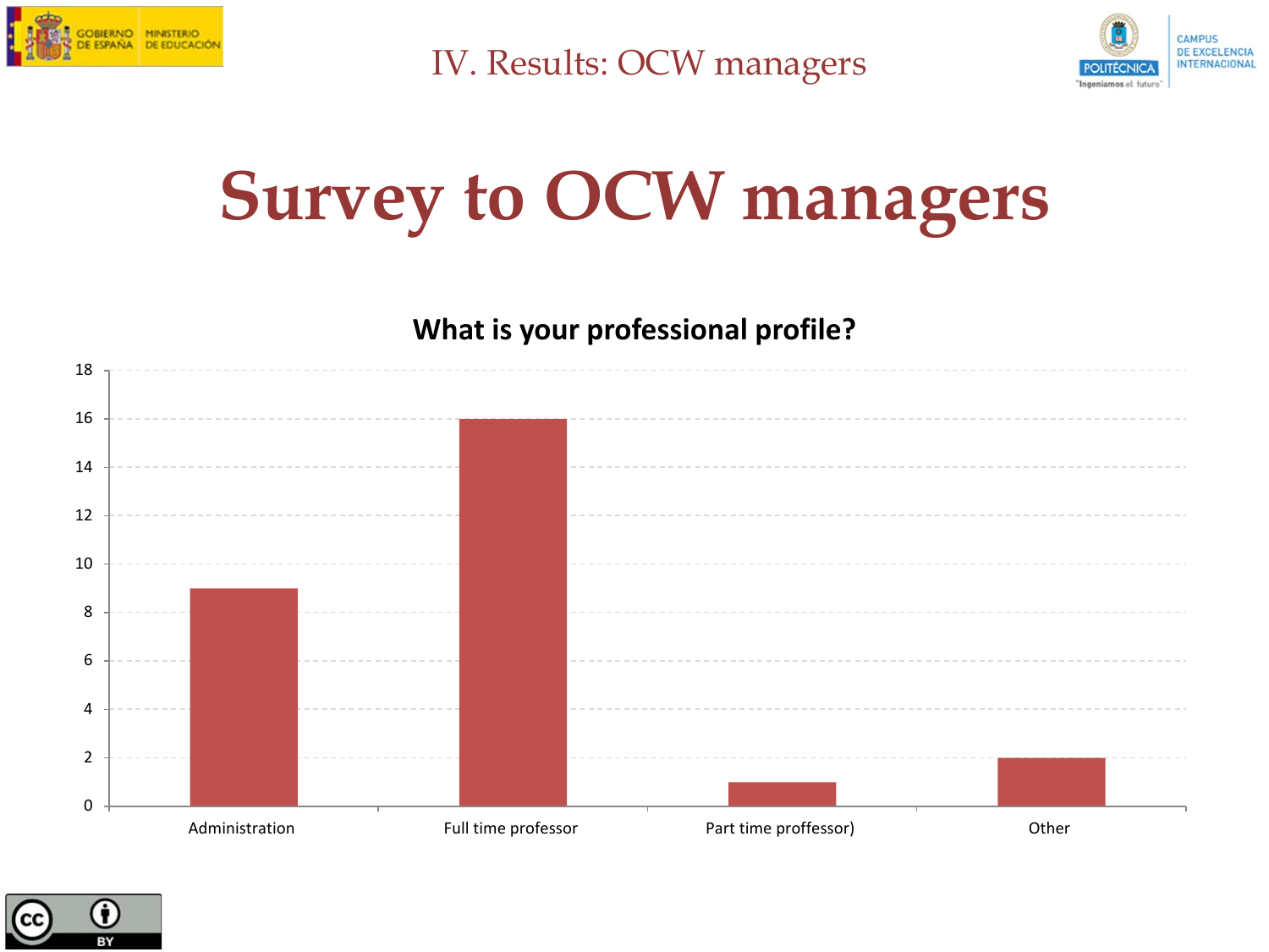IV. Results: OCW managers

# Survey to OCW managers

**What is your professional profile?**

| Professional profile | Count |
|---|---|
| Administration | 9 |
| Full time professor | 16 |
| Part time proffessor) | 1 |
| Other | 2 |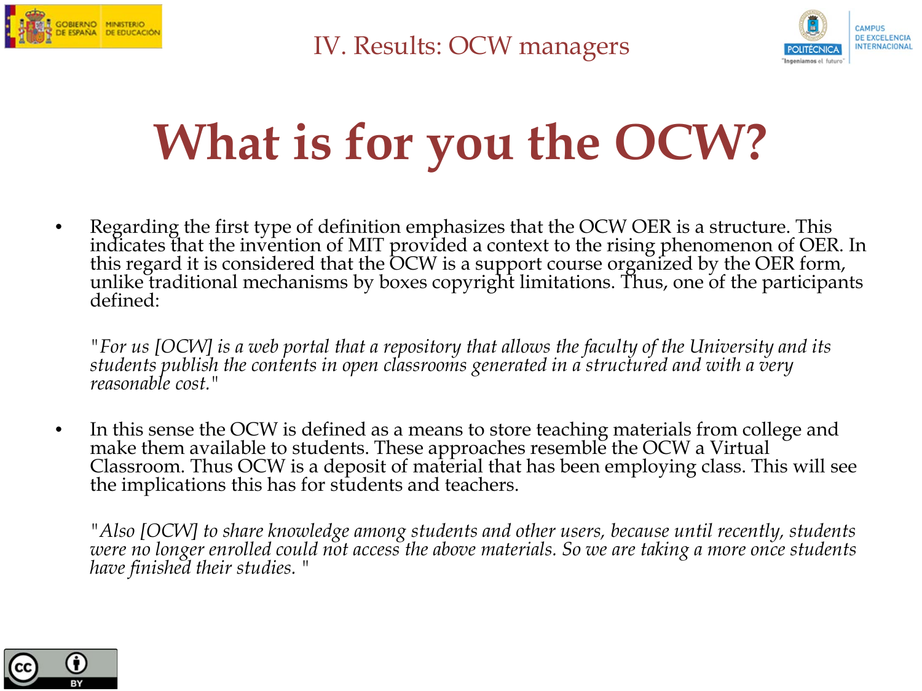## IV. Results: OCW managers

# What is for you the OCW?

- Regarding the first type of definition emphasizes that the OCW OER is a structure. This indicates that the invention of MIT provided a context to the rising phenomenon of OER. In this regard it is considered that the OCW is a support course organized by the OER form, unlike traditional mechanisms by boxes copyright limitations. Thus, one of the participants defined:

  *"For us [OCW] is a web portal that a repository that allows the faculty of the University and its students publish the contents in open classrooms generated in a structured and with a very reasonable cost."*

- In this sense the OCW is defined as a means to store teaching materials from college and make them available to students. These approaches resemble the OCW a Virtual Classroom. Thus OCW is a deposit of material that has been employing class. This will see the implications this has for students and teachers.

  *"Also [OCW] to share knowledge among students and other users, because until recently, students were no longer enrolled could not access the above materials. So we are taking a more once students have finished their studies. "*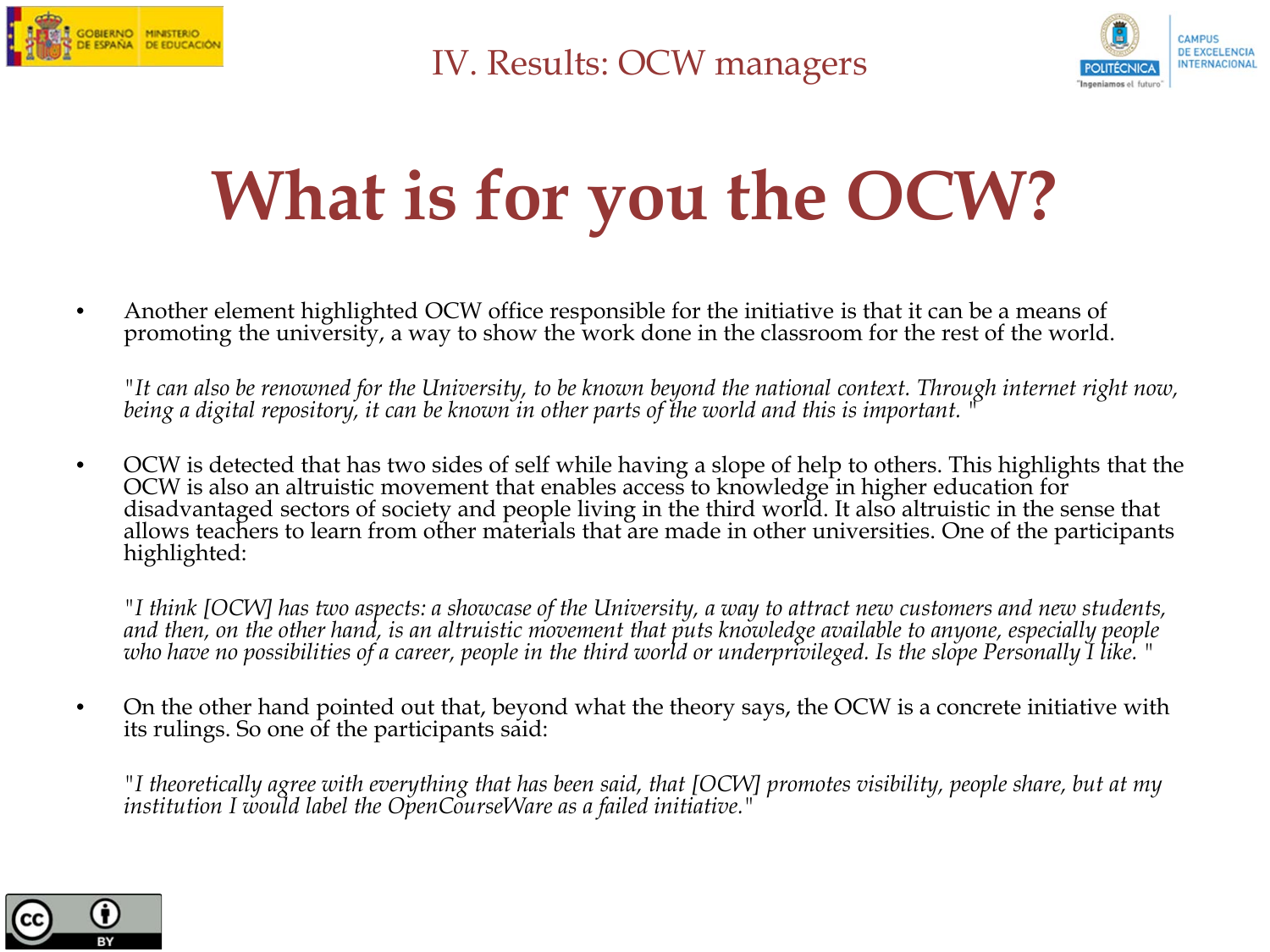## IV. Results: OCW managers

# What is for you the OCW?

- Another element highlighted OCW office responsible for the initiative is that it can be a means of promoting the university, a way to show the work done in the classroom for the rest of the world.

  *"It can also be renowned for the University, to be known beyond the national context. Through internet right now, being a digital repository, it can be known in other parts of the world and this is important. "*

- OCW is detected that has two sides of self while having a slope of help to others. This highlights that the OCW is also an altruistic movement that enables access to knowledge in higher education for disadvantaged sectors of society and people living in the third world. It also altruistic in the sense that allows teachers to learn from other materials that are made in other universities. One of the participants highlighted:

  *"I think [OCW] has two aspects: a showcase of the University, a way to attract new customers and new students, and then, on the other hand, is an altruistic movement that puts knowledge available to anyone, especially people who have no possibilities of a career, people in the third world or underprivileged. Is the slope Personally I like. "*

- On the other hand pointed out that, beyond what the theory says, the OCW is a concrete initiative with its rulings. So one of the participants said:

  *"I theoretically agree with everything that has been said, that [OCW] promotes visibility, people share, but at my institution I would label the OpenCourseWare as a failed initiative."*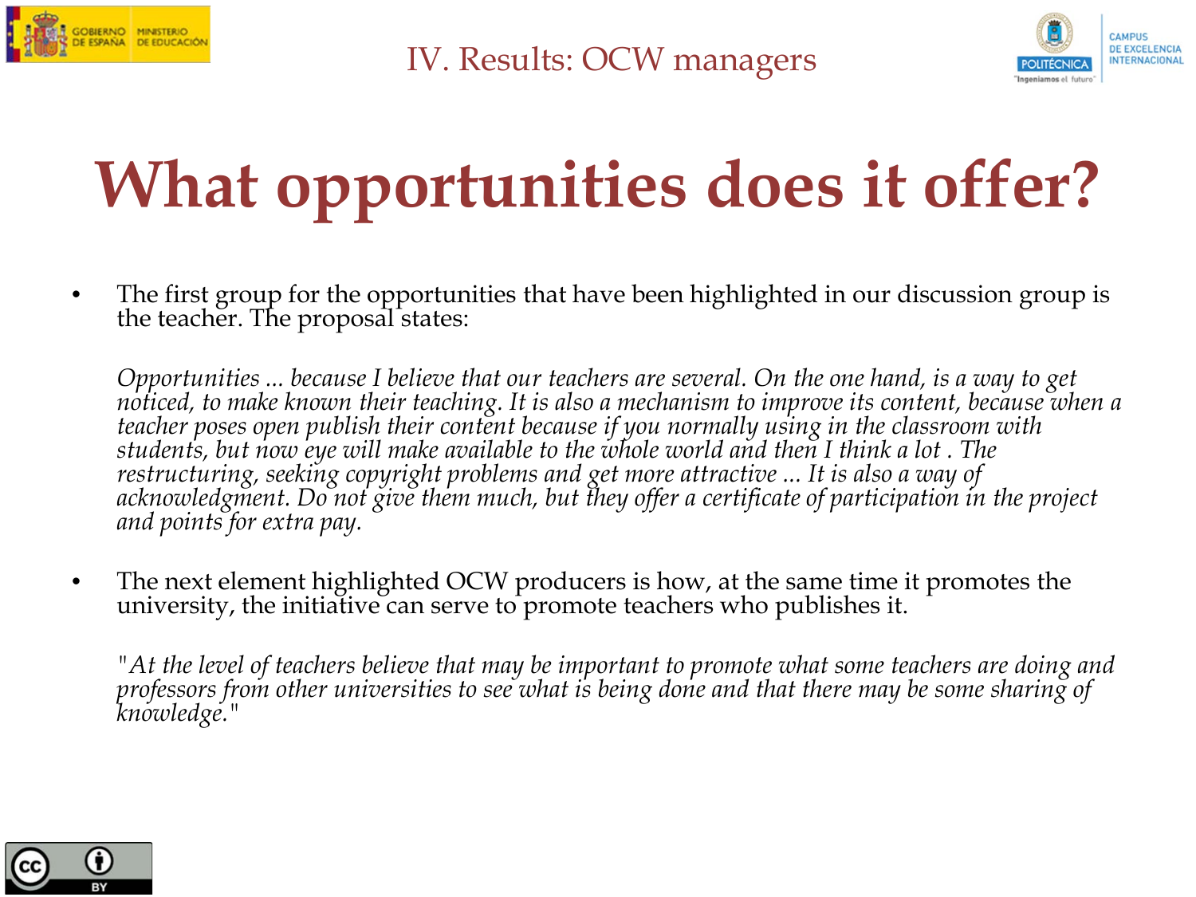## IV. Results: OCW managers

# What opportunities does it offer?

- The first group for the opportunities that have been highlighted in our discussion group is the teacher. The proposal states:

  *Opportunities ... because I believe that our teachers are several. On the one hand, is a way to get noticed, to make known their teaching. It is also a mechanism to improve its content, because when a teacher poses open publish their content because if you normally using in the classroom with students, but now eye will make available to the whole world and then I think a lot . The restructuring, seeking copyright problems and get more attractive ... It is also a way of acknowledgment. Do not give them much, but they offer a certificate of participation in the project and points for extra pay.*

- The next element highlighted OCW producers is how, at the same time it promotes the university, the initiative can serve to promote teachers who publishes it.

  *"At the level of teachers believe that may be important to promote what some teachers are doing and professors from other universities to see what is being done and that there may be some sharing of knowledge."*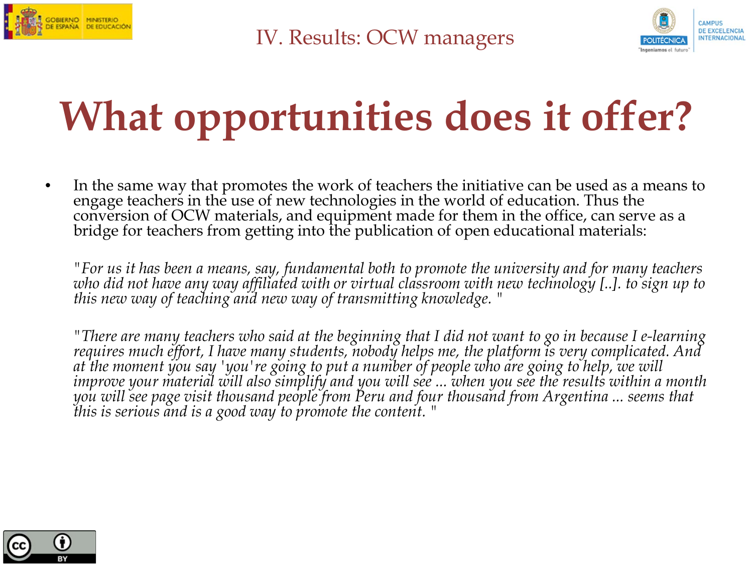IV. Results: OCW managers

# What opportunities does it offer?

- In the same way that promotes the work of teachers the initiative can be used as a means to engage teachers in the use of new technologies in the world of education. Thus the conversion of OCW materials, and equipment made for them in the office, can serve as a bridge for teachers from getting into the publication of open educational materials:

  *"For us it has been a means, say, fundamental both to promote the university and for many teachers who did not have any way affiliated with or virtual classroom with new technology [..]. to sign up to this new way of teaching and new way of transmitting knowledge. "*

  *"There are many teachers who said at the beginning that I did not want to go in because I e-learning requires much effort, I have many students, nobody helps me, the platform is very complicated. And at the moment you say 'you're going to put a number of people who are going to help, we will improve your material will also simplify and you will see ... when you see the results within a month you will see page visit thousand people from Peru and four thousand from Argentina ... seems that this is serious and is a good way to promote the content. "*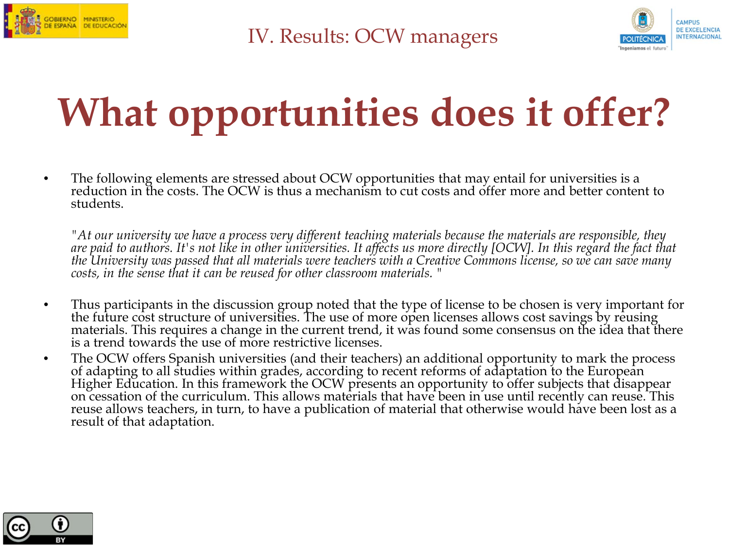# IV. Results: OCW managers

## What opportunities does it offer?

- The following elements are stressed about OCW opportunities that may entail for universities is a reduction in the costs. The OCW is thus a mechanism to cut costs and offer more and better content to students.

  *"At our university we have a process very different teaching materials because the materials are responsible, they are paid to authors. It's not like in other universities. It affects us more directly [OCW]. In this regard the fact that the University was passed that all materials were teachers with a Creative Commons license, so we can save many costs, in the sense that it can be reused for other classroom materials. "*

- Thus participants in the discussion group noted that the type of license to be chosen is very important for the future cost structure of universities. The use of more open licenses allows cost savings by reusing materials. This requires a change in the current trend, it was found some consensus on the idea that there is a trend towards the use of more restrictive licenses.
- The OCW offers Spanish universities (and their teachers) an additional opportunity to mark the process of adapting to all studies within grades, according to recent reforms of adaptation to the European Higher Education. In this framework the OCW presents an opportunity to offer subjects that disappear on cessation of the curriculum. This allows materials that have been in use until recently can reuse. This reuse allows teachers, in turn, to have a publication of material that otherwise would have been lost as a result of that adaptation.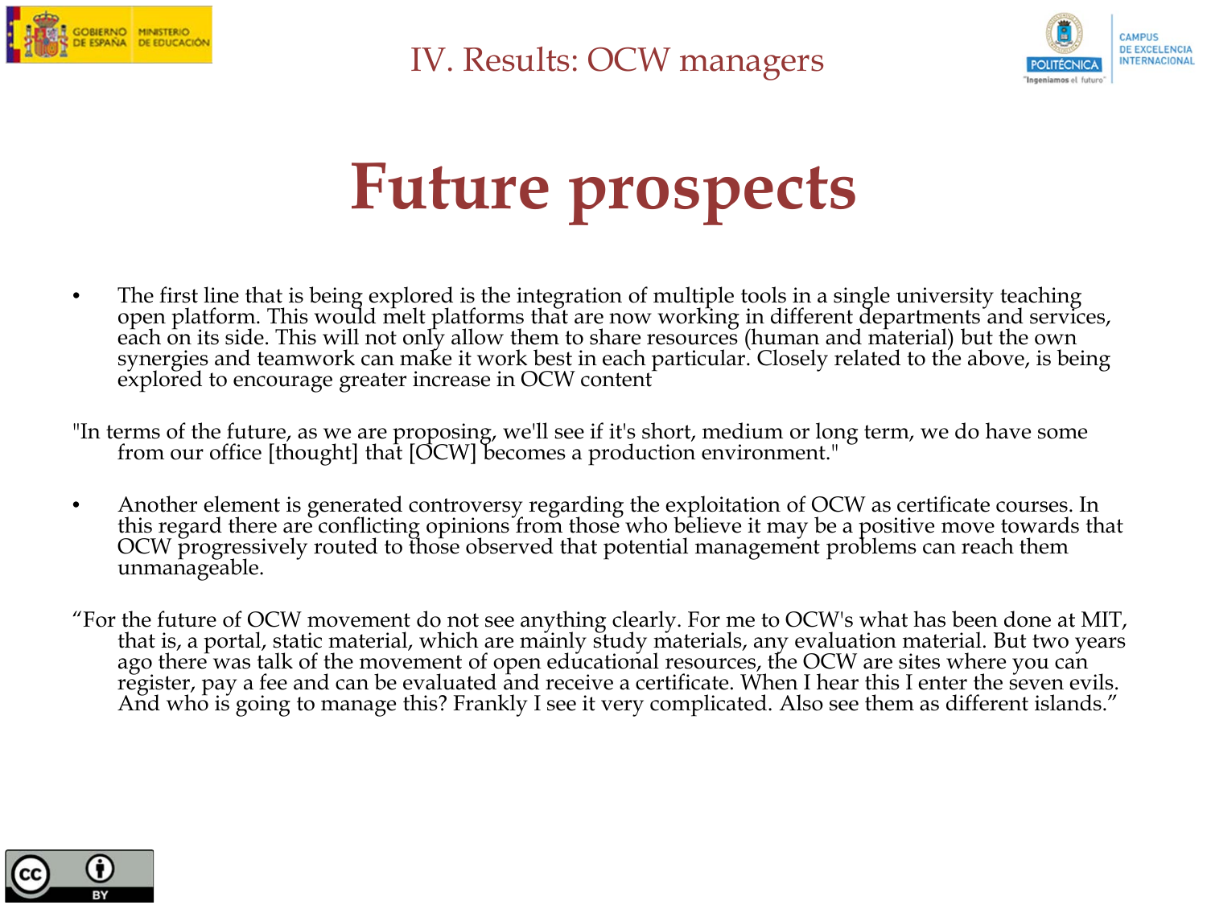IV. Results: OCW managers

# Future prospects

- The first line that is being explored is the integration of multiple tools in a single university teaching open platform. This would melt platforms that are now working in different departments and services, each on its side. This will not only allow them to share resources (human and material) but the own synergies and teamwork can make it work best in each particular. Closely related to the above, is being explored to encourage greater increase in OCW content

"In terms of the future, as we are proposing, we'll see if it's short, medium or long term, we do have some from our office [thought] that [OCW] becomes a production environment."

- Another element is generated controversy regarding the exploitation of OCW as certificate courses. In this regard there are conflicting opinions from those who believe it may be a positive move towards that OCW progressively routed to those observed that potential management problems can reach them unmanageable.

"For the future of OCW movement do not see anything clearly. For me to OCW's what has been done at MIT, that is, a portal, static material, which are mainly study materials, any evaluation material. But two years ago there was talk of the movement of open educational resources, the OCW are sites where you can register, pay a fee and can be evaluated and receive a certificate. When I hear this I enter the seven evils. And who is going to manage this? Frankly I see it very complicated. Also see them as different islands."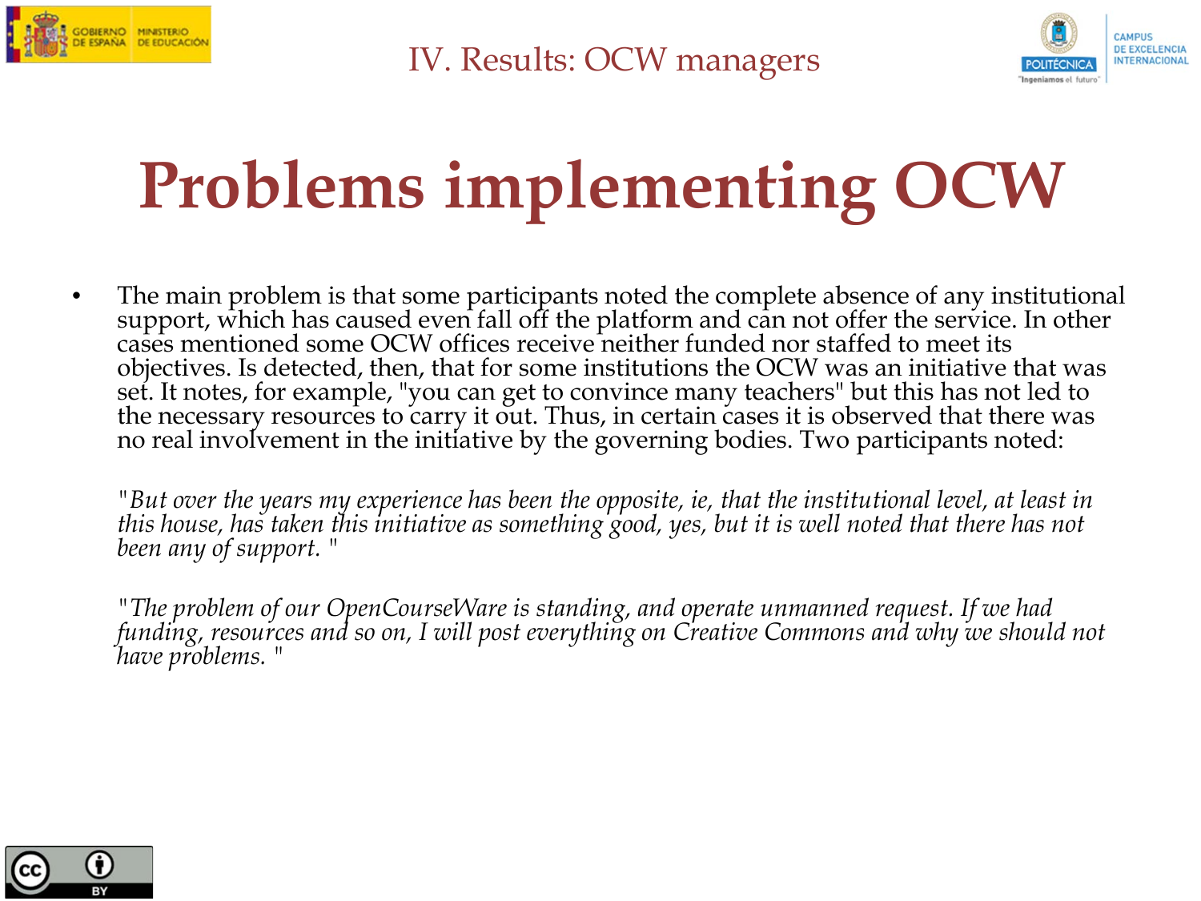# IV. Results: OCW managers

## Problems implementing OCW

- The main problem is that some participants noted the complete absence of any institutional support, which has caused even fall off the platform and can not offer the service. In other cases mentioned some OCW offices receive neither funded nor staffed to meet its objectives. Is detected, then, that for some institutions the OCW was an initiative that was set. It notes, for example, "you can get to convince many teachers" but this has not led to the necessary resources to carry it out. Thus, in certain cases it is observed that there was no real involvement in the initiative by the governing bodies. Two participants noted:

  *"But over the years my experience has been the opposite, ie, that the institutional level, at least in this house, has taken this initiative as something good, yes, but it is well noted that there has not been any of support. "*

  *"The problem of our OpenCourseWare is standing, and operate unmanned request. If we had funding, resources and so on, I will post everything on Creative Commons and why we should not have problems. "*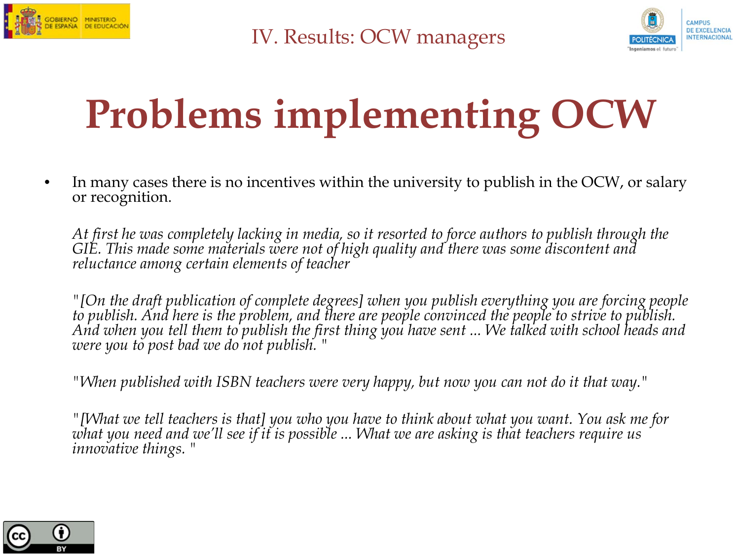# IV. Results: OCW managers

## Problems implementing OCW

- In many cases there is no incentives within the university to publish in the OCW, or salary or recognition.

*At first he was completely lacking in media, so it resorted to force authors to publish through the GIE. This made some materials were not of high quality and there was some discontent and reluctance among certain elements of teacher*

*"[On the draft publication of complete degrees] when you publish everything you are forcing people to publish. And here is the problem, and there are people convinced the people to strive to publish. And when you tell them to publish the first thing you have sent ... We talked with school heads and were you to post bad we do not publish. "*

*"When published with ISBN teachers were very happy, but now you can not do it that way."*

*"[What we tell teachers is that] you who you have to think about what you want. You ask me for what you need and we'll see if it is possible ... What we are asking is that teachers require us innovative things. "*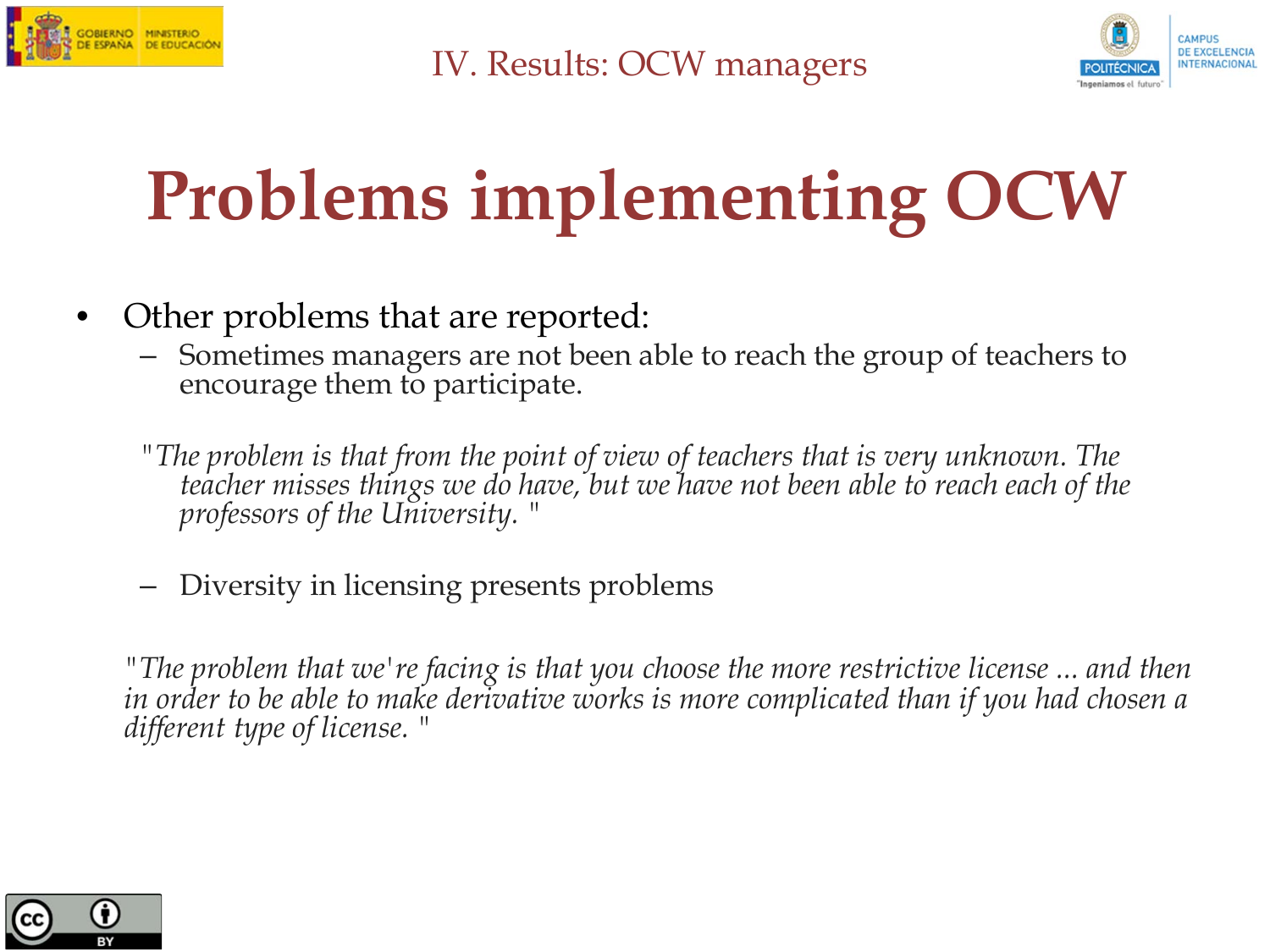# Problems implementing OCW

- Other problems that are reported:
  - Sometimes managers are not been able to reach the group of teachers to encourage them to participate.

*"The problem is that from the point of view of teachers that is very unknown. The teacher misses things we do have, but we have not been able to reach each of the professors of the University. "*

  - Diversity in licensing presents problems

*"The problem that we're facing is that you choose the more restrictive license ... and then in order to be able to make derivative works is more complicated than if you had chosen a different type of license. "*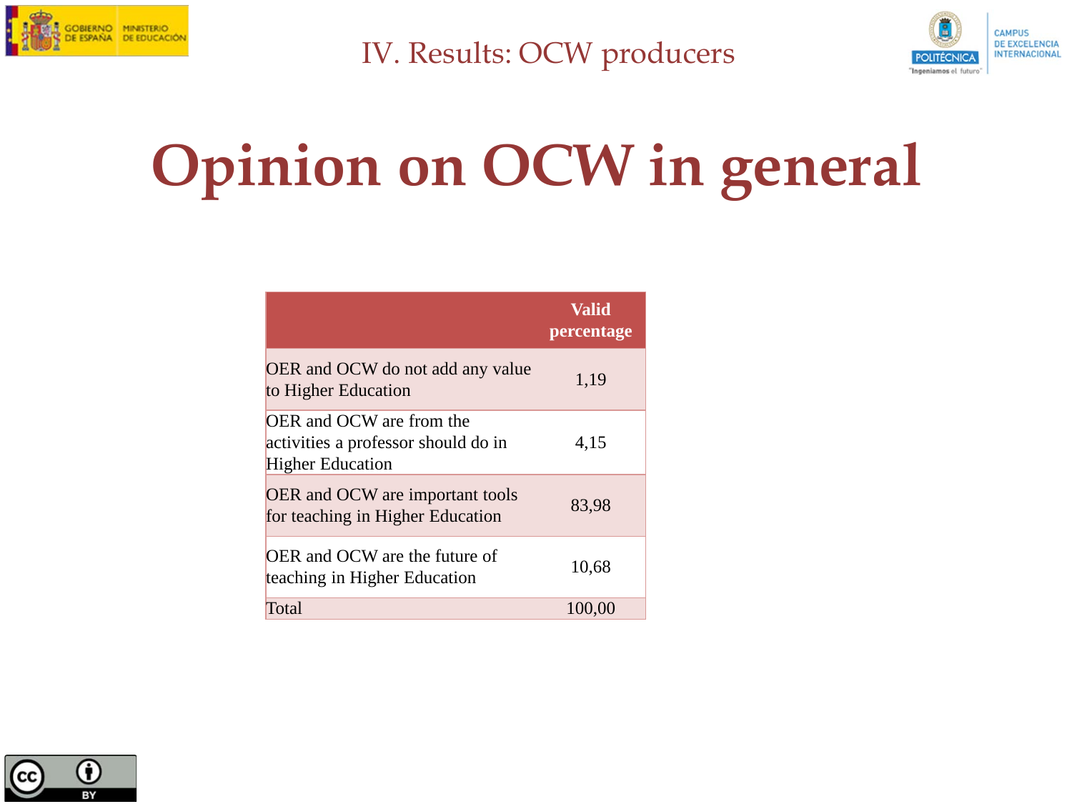# IV. Results: OCW producers

## Opinion on OCW in general

| | Valid percentage |
|---|---|
| OER and OCW do not add any value to Higher Education | 1,19 |
| OER and OCW are from the activities a professor should do in Higher Education | 4,15 |
| OER and OCW are important tools for teaching in Higher Education | 83,98 |
| OER and OCW are the future of teaching in Higher Education | 10,68 |
| Total | 100,00 |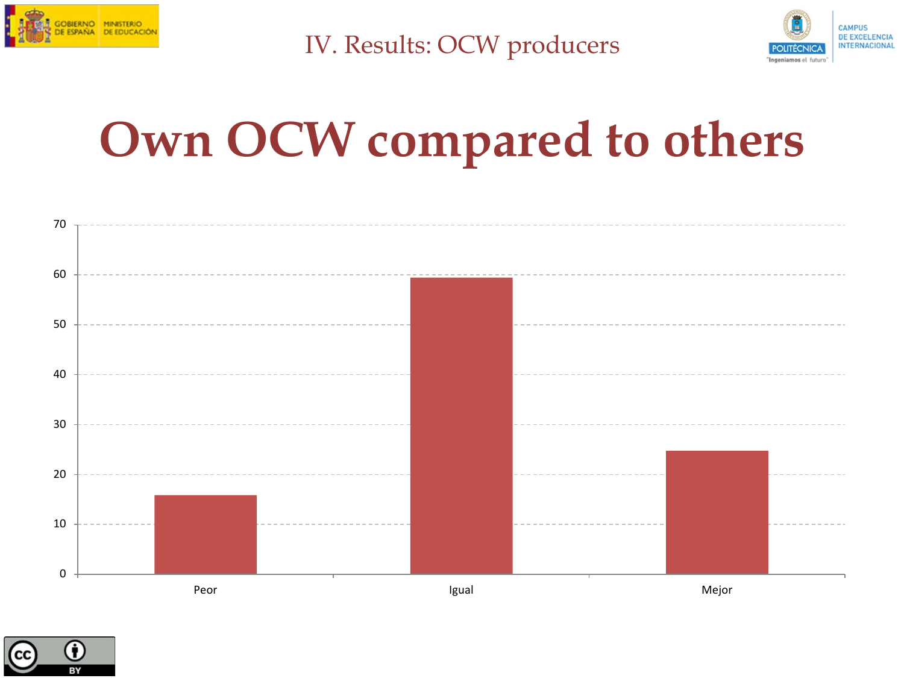# IV. Results: OCW producers

## Own OCW compared to others

| | Peor | Igual | Mejor |
|---|---|---|---|
| Value (approx.) | 16 | 59.5 | 25 |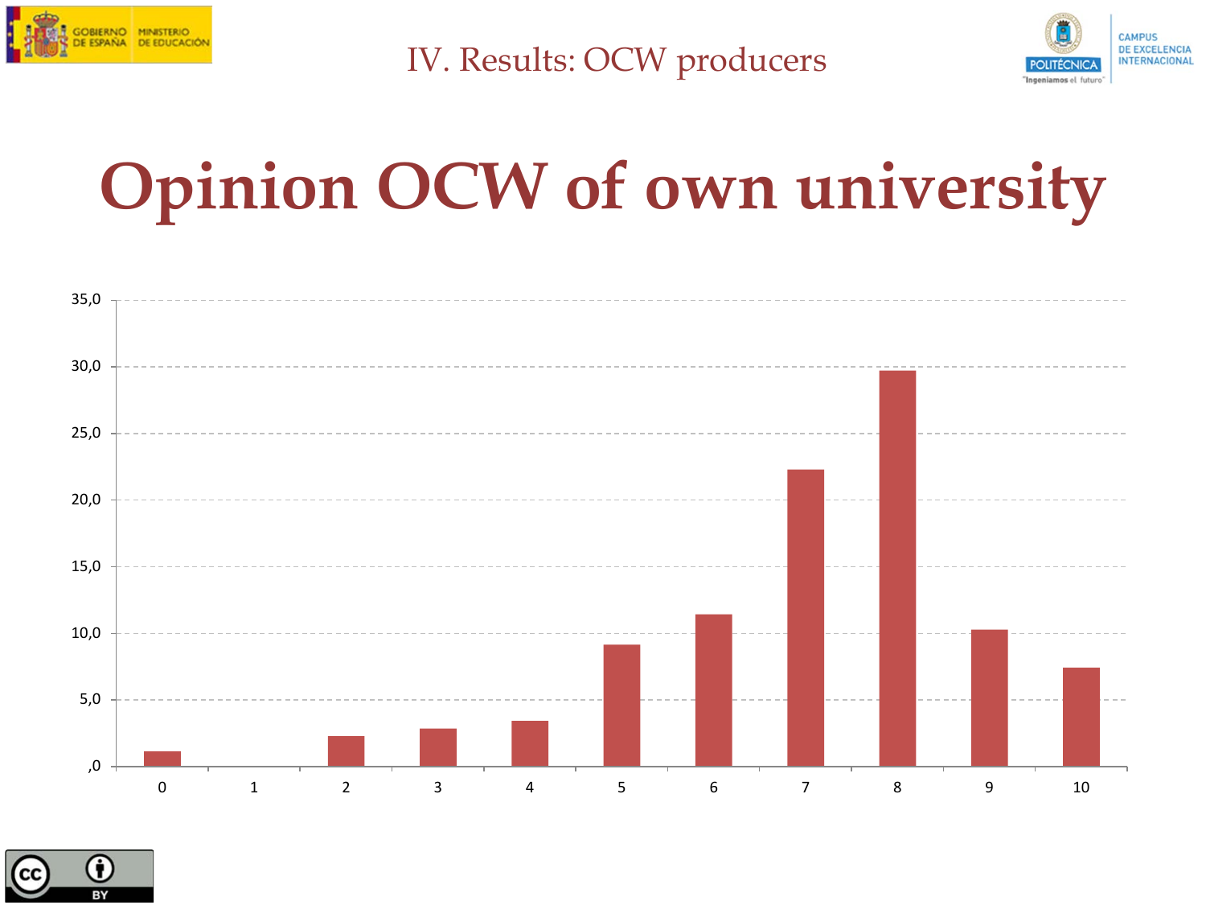# IV. Results: OCW producers

## Opinion OCW of own university

| Score | Value (approx.) |
|---|---|
| 0 | 1.1 |
| 1 | 0.0 |
| 2 | 2.3 |
| 3 | 2.9 |
| 4 | 3.4 |
| 5 | 9.1 |
| 6 | 11.4 |
| 7 | 22.3 |
| 8 | 29.7 |
| 9 | 10.3 |
| 10 | 7.4 |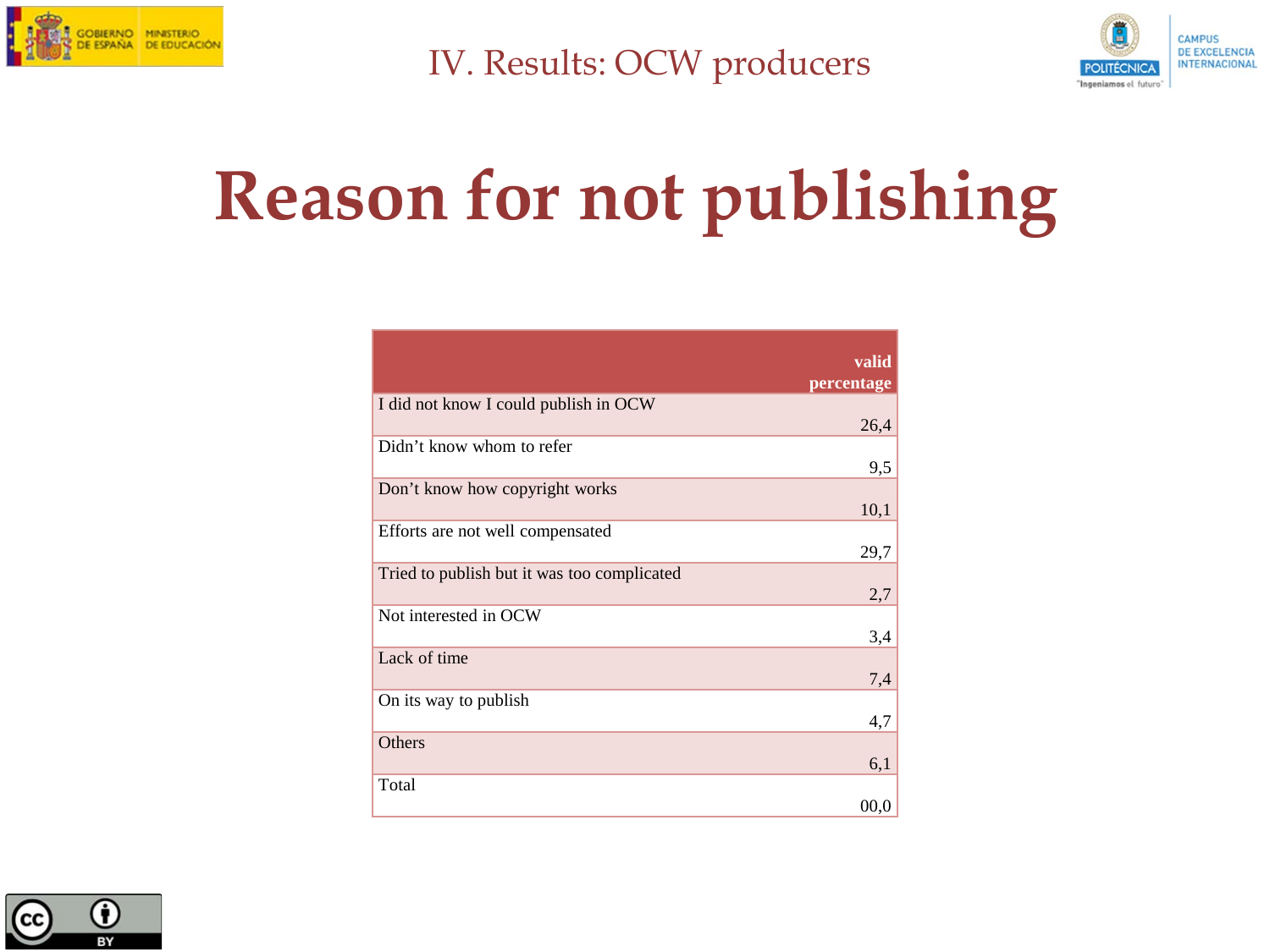# IV. Results: OCW producers

## Reason for not publishing

| | valid percentage |
|---|---|
| I did not know I could publish in OCW | 26,4 |
| Didn't know whom to refer | 9,5 |
| Don't know how copyright works | 10,1 |
| Efforts are not well compensated | 29,7 |
| Tried to publish but it was too complicated | 2,7 |
| Not interested in OCW | 3,4 |
| Lack of time | 7,4 |
| On its way to publish | 4,7 |
| Others | 6,1 |
| Total | 00,0 |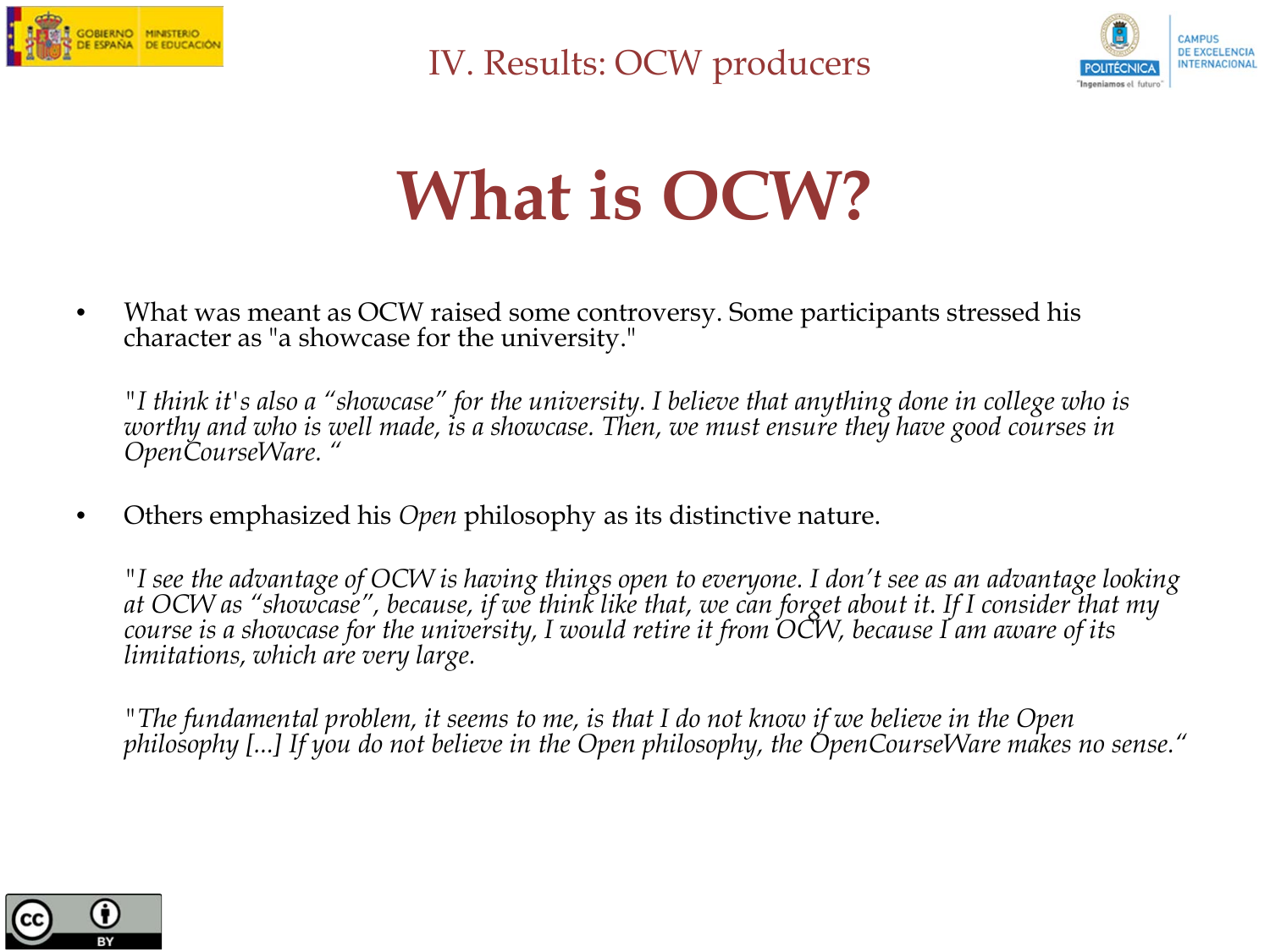# What is OCW?

- What was meant as OCW raised some controversy. Some participants stressed his character as "a showcase for the university."

  *"I think it's also a "showcase" for the university. I believe that anything done in college who is worthy and who is well made, is a showcase. Then, we must ensure they have good courses in OpenCourseWare. "*

- Others emphasized his *Open* philosophy as its distinctive nature.

  *"I see the advantage of OCW is having things open to everyone. I don't see as an advantage looking at OCW as "showcase", because, if we think like that, we can forget about it. If I consider that my course is a showcase for the university, I would retire it from OCW, because I am aware of its limitations, which are very large.*

  *"The fundamental problem, it seems to me, is that I do not know if we believe in the Open philosophy [...] If you do not believe in the Open philosophy, the OpenCourseWare makes no sense."*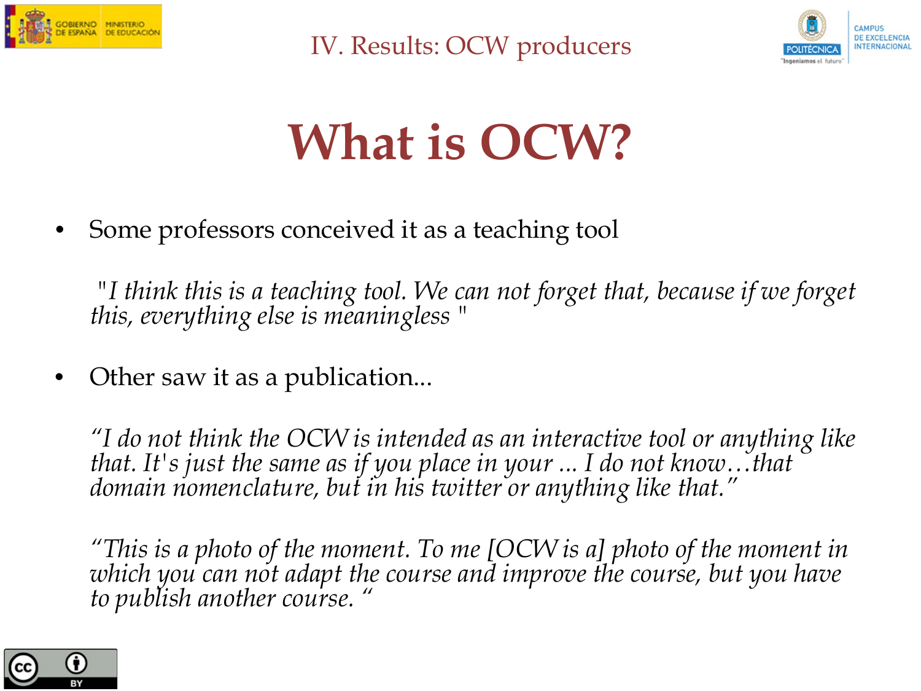IV. Results: OCW producers

# What is OCW?

- Some professors conceived it as a teaching tool

*"I think this is a teaching tool. We can not forget that, because if we forget this, everything else is meaningless "*

- Other saw it as a publication...

*"I do not think the OCW is intended as an interactive tool or anything like that. It's just the same as if you place in your ... I do not know…that domain nomenclature, but in his twitter or anything like that."*

*"This is a photo of the moment. To me [OCW is a] photo of the moment in which you can not adapt the course and improve the course, but you have to publish another course. "*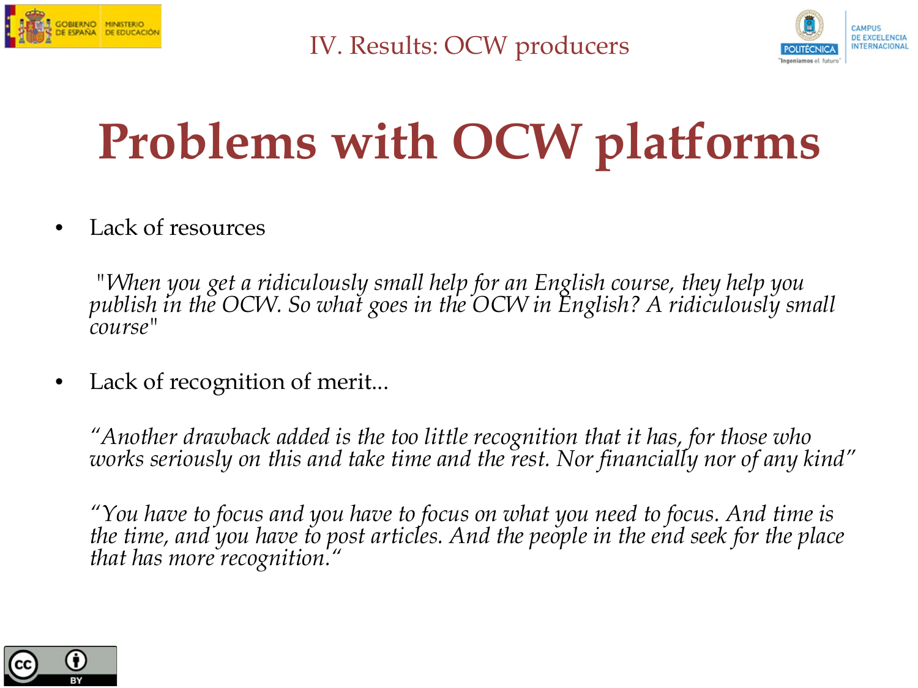IV. Results: OCW producers

# Problems with OCW platforms

- Lack of resources

  *"When you get a ridiculously small help for an English course, they help you publish in the OCW. So what goes in the OCW in English? A ridiculously small course"*

- Lack of recognition of merit...

  *"Another drawback added is the too little recognition that it has, for those who works seriously on this and take time and the rest. Nor financially nor of any kind"*

  *"You have to focus and you have to focus on what you need to focus. And time is the time, and you have to post articles. And the people in the end seek for the place that has more recognition."*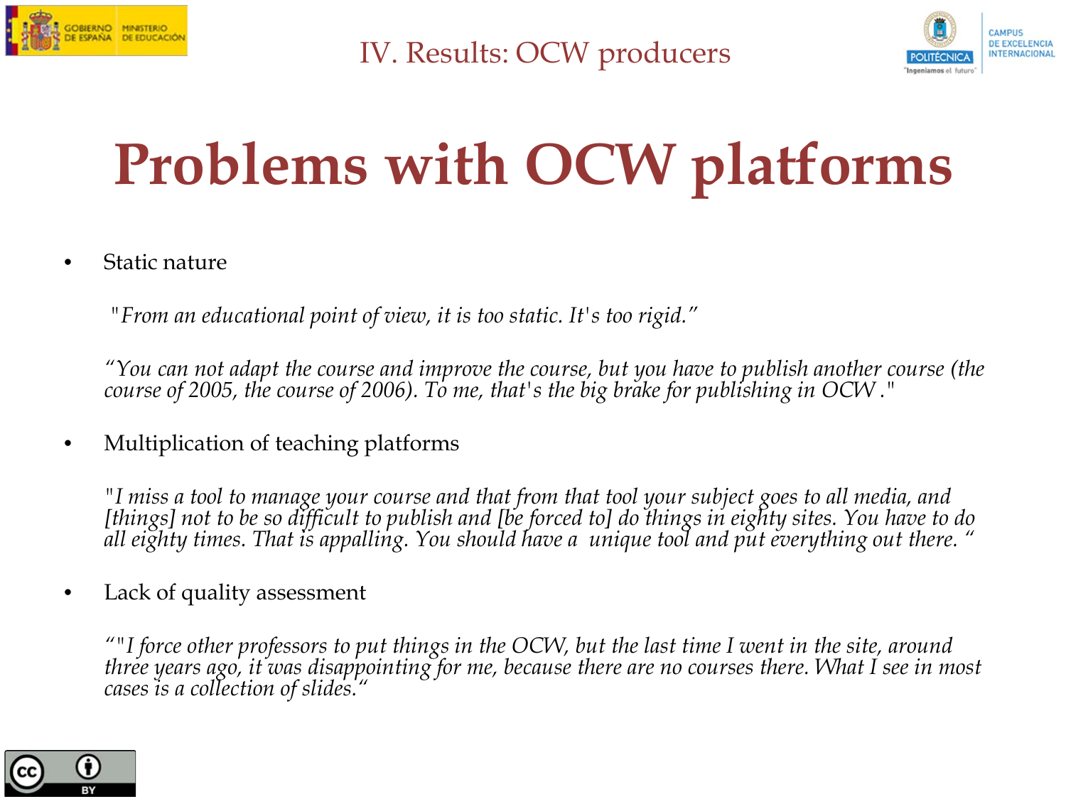IV. Results: OCW producers

# Problems with OCW platforms

- Static nature

  *"From an educational point of view, it is too static. It's too rigid."*

  *"You can not adapt the course and improve the course, but you have to publish another course (the course of 2005, the course of 2006). To me, that's the big brake for publishing in OCW ."*

- Multiplication of teaching platforms

  *"I miss a tool to manage your course and that from that tool your subject goes to all media, and [things] not to be so difficult to publish and [be forced to] do things in eighty sites. You have to do all eighty times. That is appalling. You should have a unique tool and put everything out there. "*

- Lack of quality assessment

  *""I force other professors to put things in the OCW, but the last time I went in the site, around three years ago, it was disappointing for me, because there are no courses there. What I see in most cases is a collection of slides."*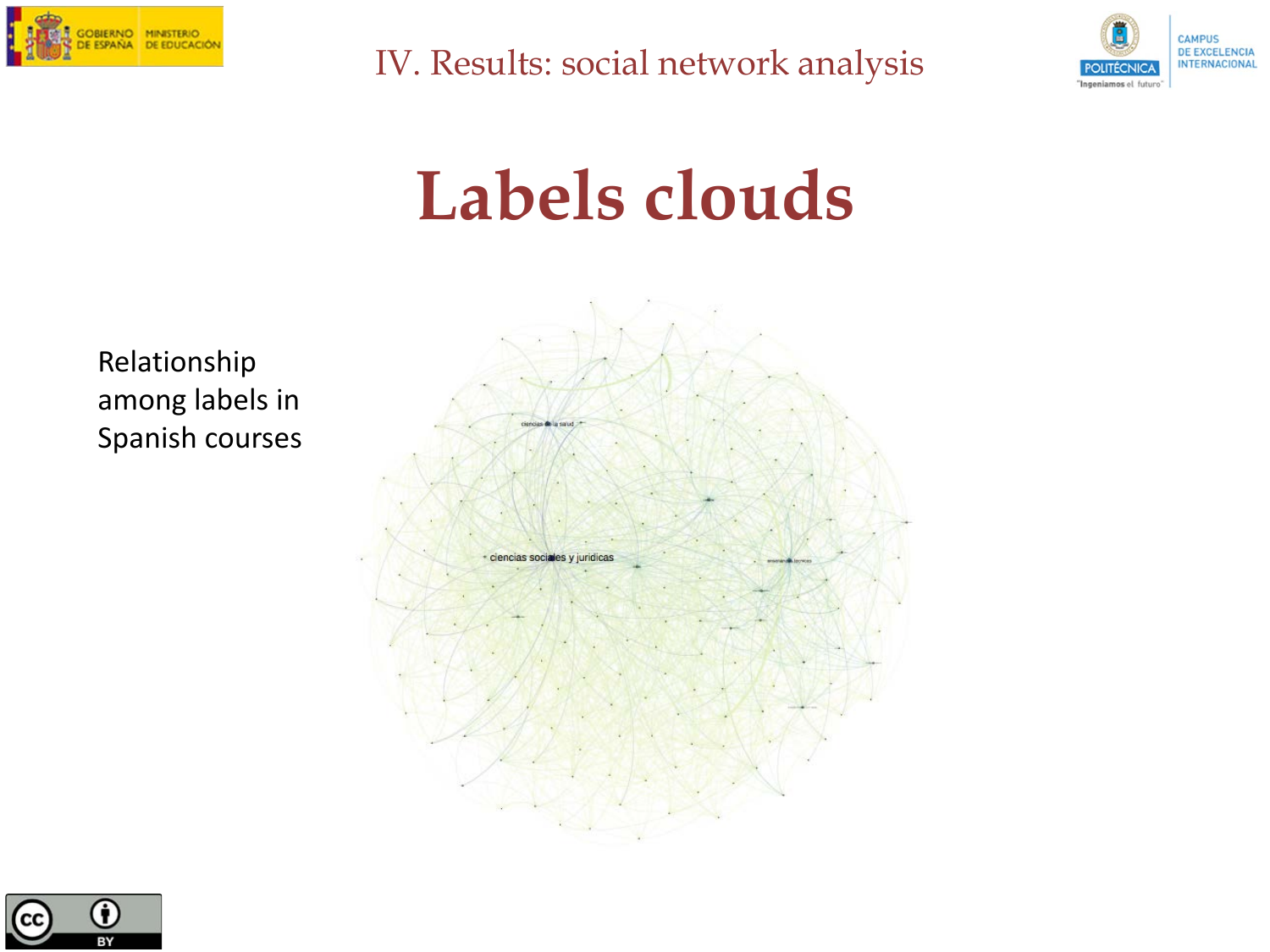# IV. Results: social network analysis

## Labels clouds

Relationship among labels in Spanish courses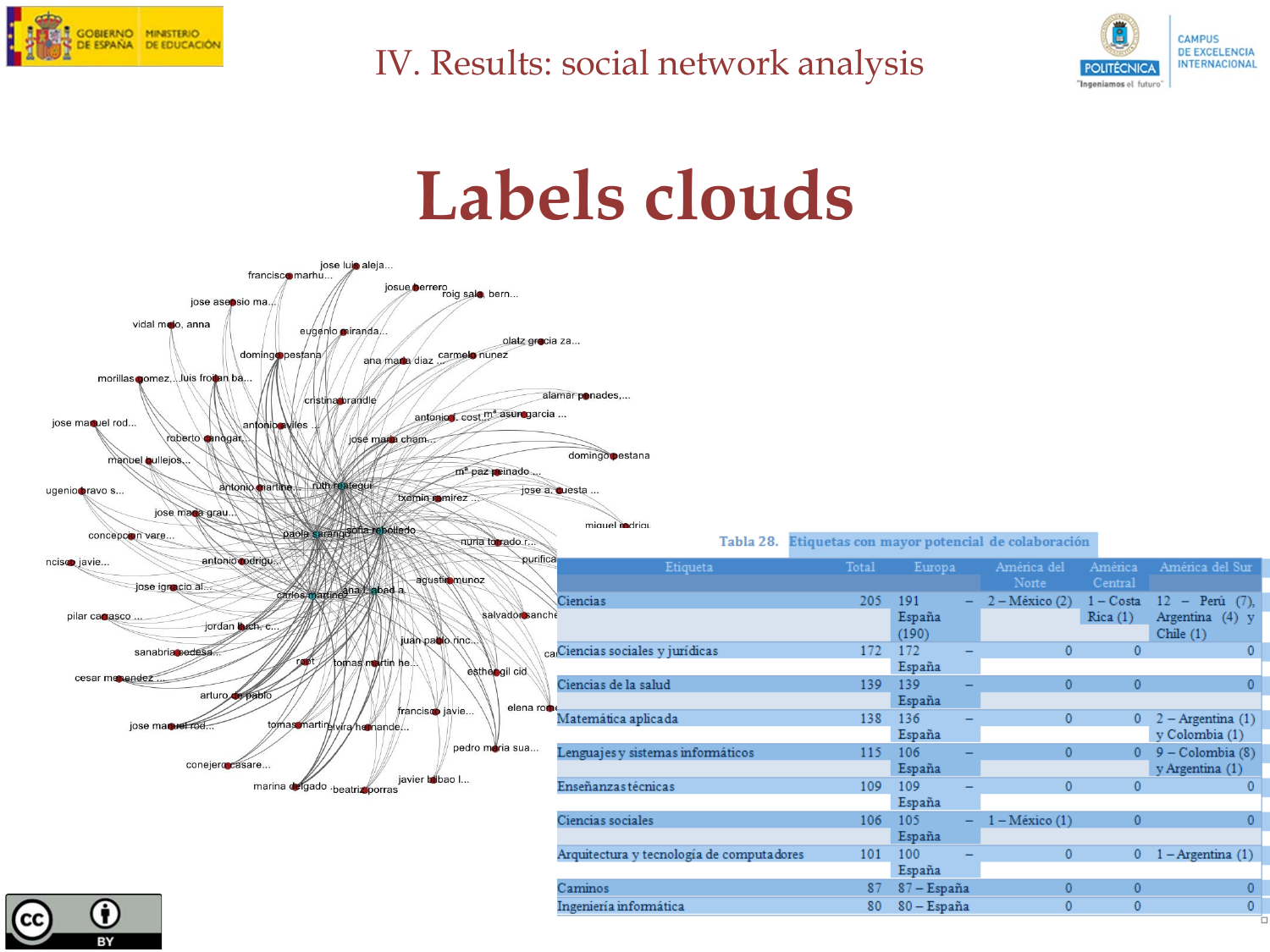# IV. Results: social network analysis

## Labels clouds

Tabla 28. Etiquetas con mayor potencial de colaboración

| Etiqueta | Total | Europa | América del Norte | América Central | América del Sur |
|---|---|---|---|---|---|
| Ciencias | 205 | 191 – España (190) | 2 – México (2) | 1 – Costa Rica (1) | 12 – Perú (7), Argentina (4) y Chile (1) |
| Ciencias sociales y jurídicas | 172 | 172 – España | 0 | 0 | 0 |
| Ciencias de la salud | 139 | 139 – España | 0 | 0 | 0 |
| Matemática aplicada | 138 | 136 – España | 0 | 0 | 2 – Argentina (1) y Colombia (1) |
| Lenguajes y sistemas informáticos | 115 | 106 – España | 0 | 0 | 9 – Colombia (8) y Argentina (1) |
| Enseñanzas técnicas | 109 | 109 – España | 0 | 0 | 0 |
| Ciencias sociales | 106 | 105 – España | 1 – México (1) | 0 | 0 |
| Arquitectura y tecnología de computadores | 101 | 100 – España | 0 | 0 | 1 – Argentina (1) |
| Caminos | 87 | 87 – España | 0 | 0 | 0 |
| Ingeniería informática | 80 | 80 – España | 0 | 0 | 0 |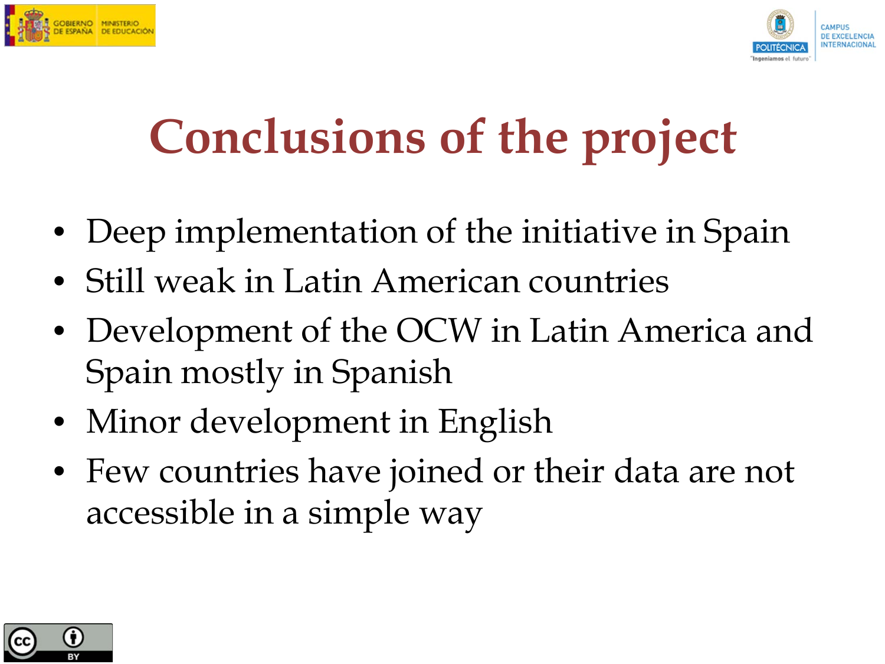# Conclusions of the project

- Deep implementation of the initiative in Spain
- Still weak in Latin American countries
- Development of the OCW in Latin America and Spain mostly in Spanish
- Minor development in English
- Few countries have joined or their data are not accessible in a simple way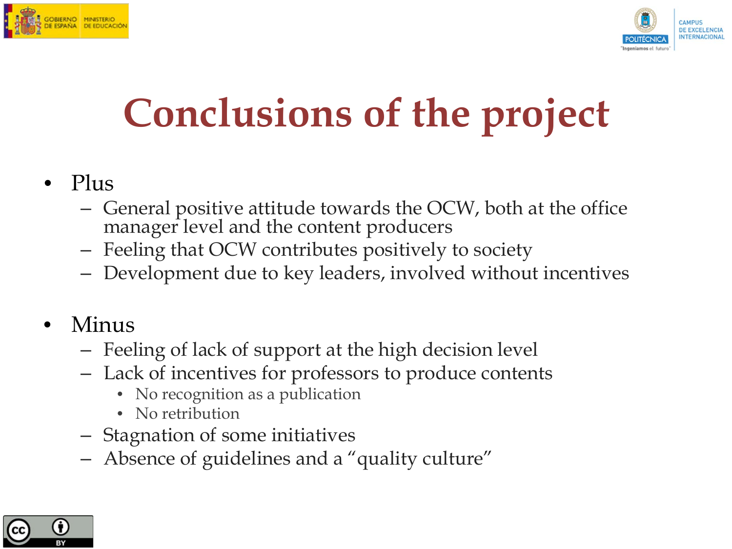# Conclusions of the project

- Plus
  - General positive attitude towards the OCW, both at the office manager level and the content producers
  - Feeling that OCW contributes positively to society
  - Development due to key leaders, involved without incentives
- Minus
  - Feeling of lack of support at the high decision level
  - Lack of incentives for professors to produce contents
    - No recognition as a publication
    - No retribution
  - Stagnation of some initiatives
  - Absence of guidelines and a "quality culture"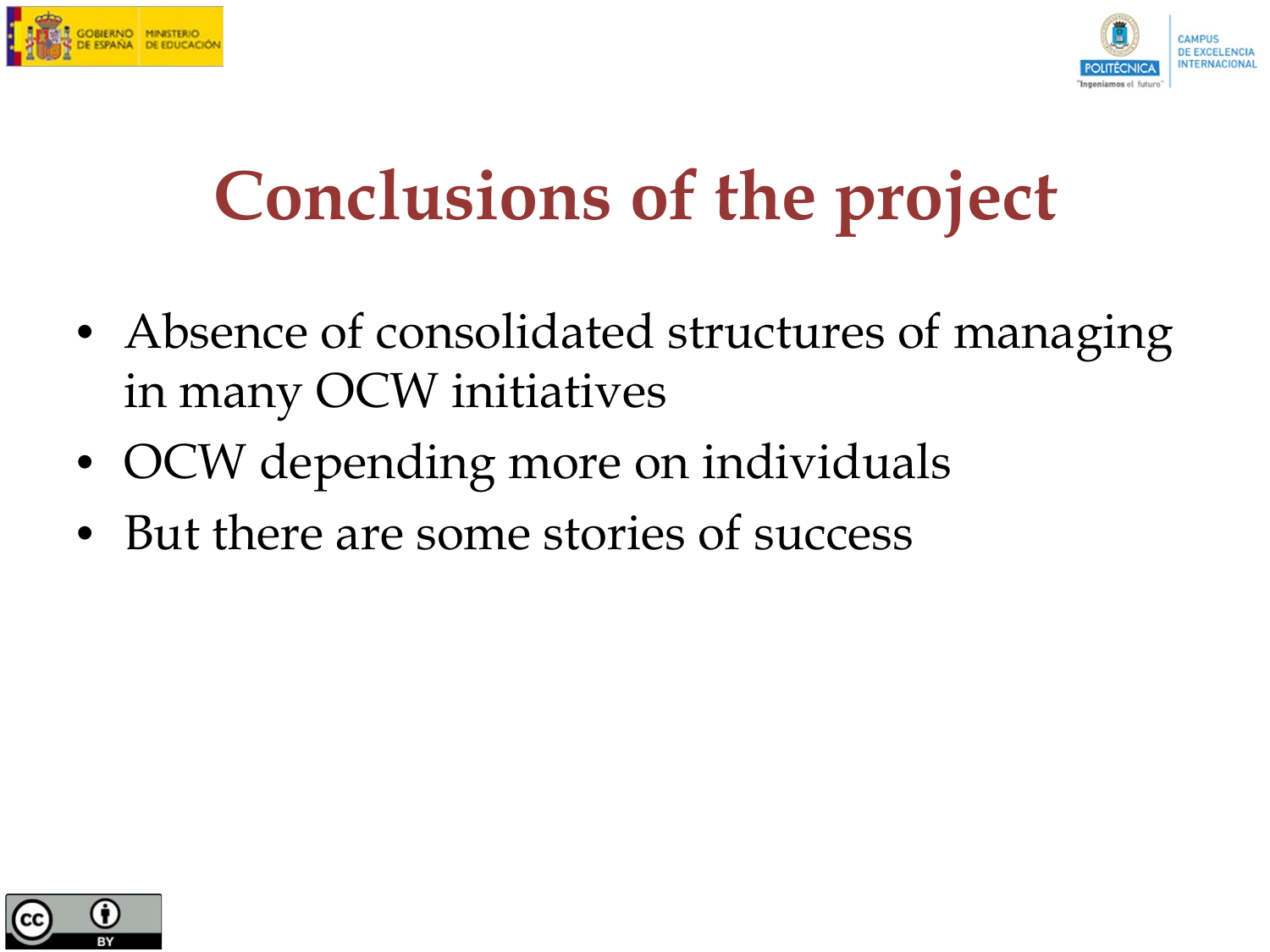# Conclusions of the project

- Absence of consolidated structures of managing in many OCW initiatives
- OCW depending more on individuals
- But there are some stories of success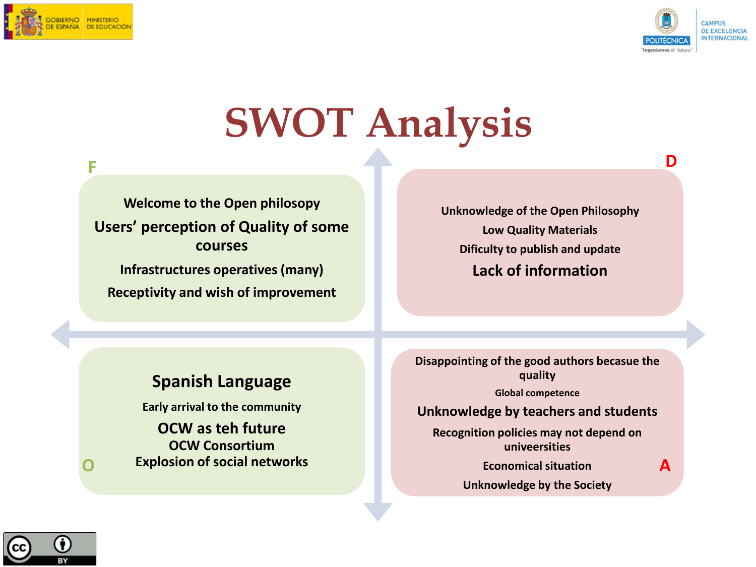# SWOT Analysis

**F**

Welcome to the Open philosopy

Users' perception of Quality of some courses

Infrastructures operatives (many)

Receptivity and wish of improvement

**D**

Unknowledge of the Open Philosophy

Low Quality Materials

Dificulty to publish and update

Lack of information

**O**

Spanish Language

Early arrival to the community

OCW as teh future

OCW Consortium

Explosion of social networks

**A**

Disappointing of the good authors becasue the quality

Global competence

Unknowledge by teachers and students

Recognition policies may not depend on univeersities

Economical situation

Unknowledge by the Society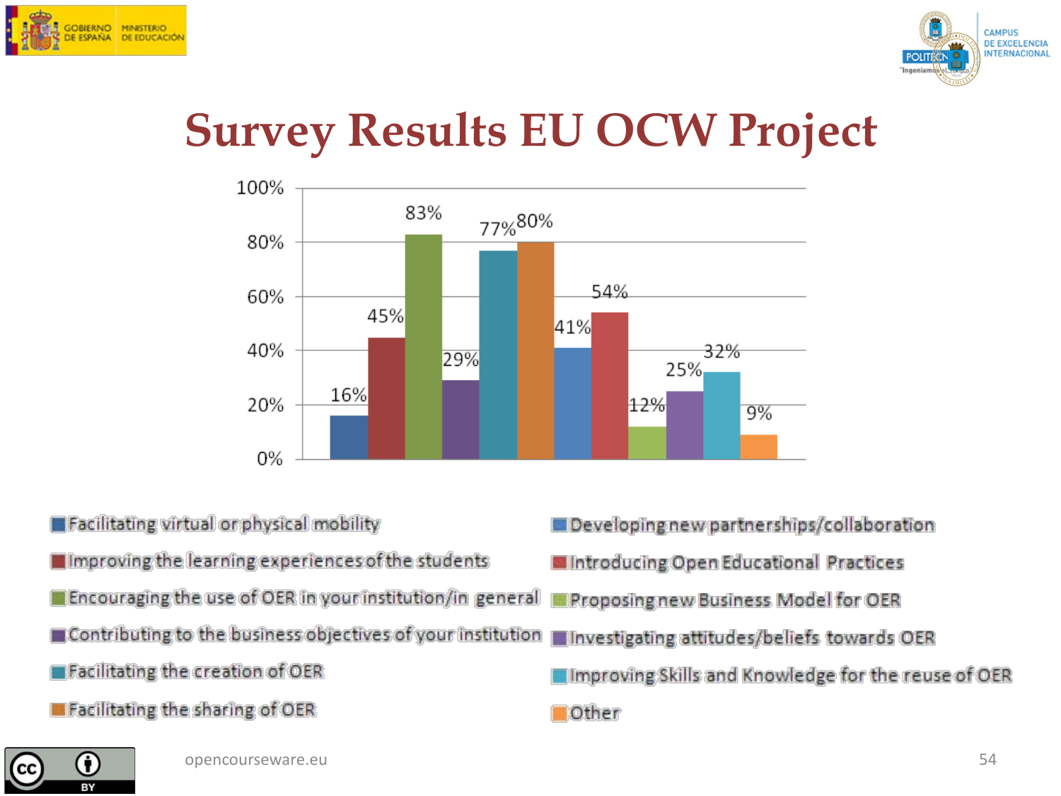# Survey Results EU OCW Project

| Category | Percentage |
| --- | --- |
| Facilitating virtual or physical mobility | 16% |
| Improving the learning experiences of the students | 45% |
| Encouraging the use of OER in your institution/in general | 83% |
| Contributing to the business objectives of your institution | 29% |
| Facilitating the creation of OER | 77% |
| Facilitating the sharing of OER | 80% |
| Developing new partnerships/collaboration | 41% |
| Introducing Open Educational Practices | 54% |
| Proposing new Business Model for OER | 12% |
| Investigating attitudes/beliefs towards OER | 25% |
| Improving Skills and Knowledge for the reuse of OER | 32% |
| Other | 9% |

opencourseware.eu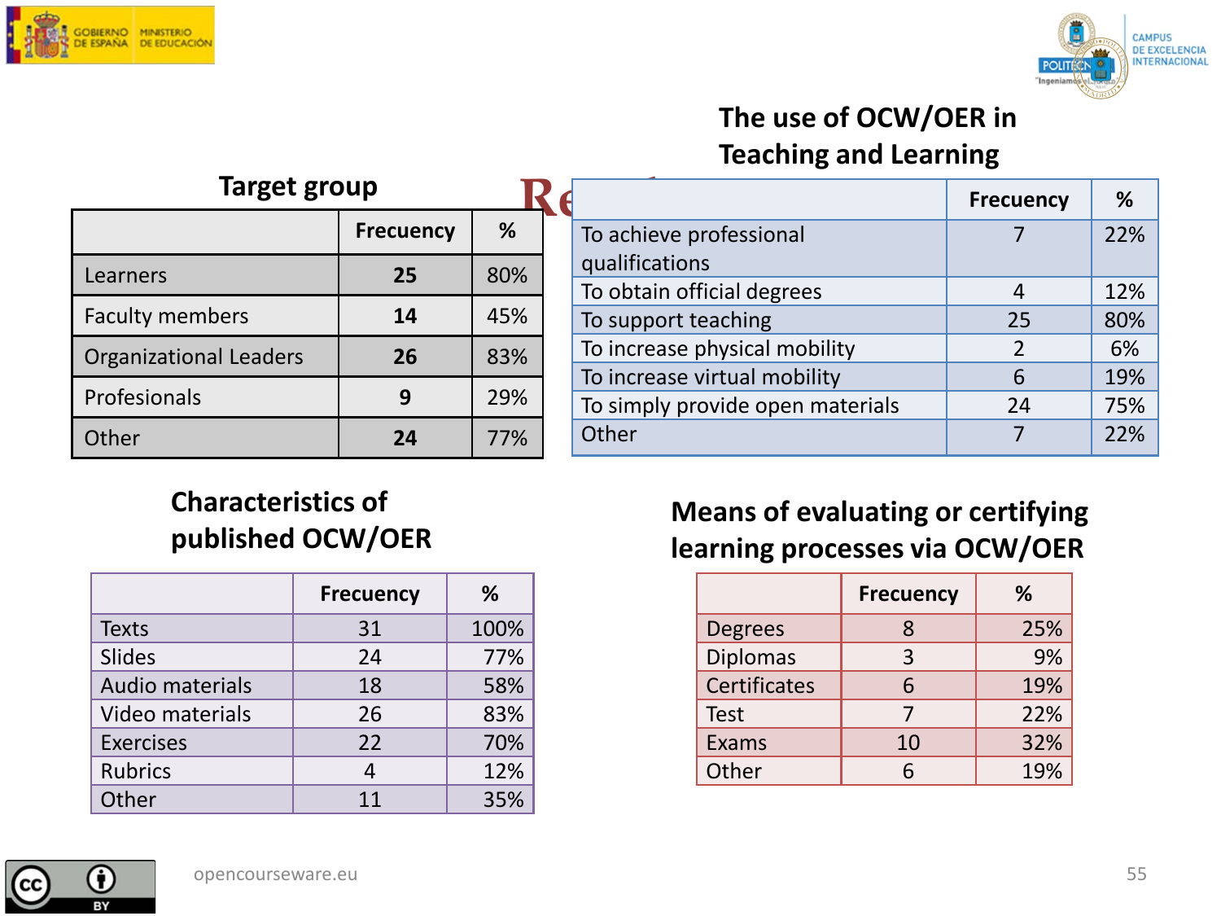## Target group

| | Frecuency | % |
|---|---|---|
| Learners | **25** | 80% |
| Faculty members | **14** | 45% |
| Organizational Leaders | **26** | 83% |
| Profesionals | **9** | 29% |
| Other | **24** | 77% |

## The use of OCW/OER in Teaching and Learning

| | Frecuency | % |
|---|---|---|
| To achieve professional qualifications | 7 | 22% |
| To obtain official degrees | 4 | 12% |
| To support teaching | 25 | 80% |
| To increase physical mobility | 2 | 6% |
| To increase virtual mobility | 6 | 19% |
| To simply provide open materials | 24 | 75% |
| Other | 7 | 22% |

## Characteristics of published OCW/OER

| | Frecuency | % |
|---|---|---|
| Texts | 31 | 100% |
| Slides | 24 | 77% |
| Audio materials | 18 | 58% |
| Video materials | 26 | 83% |
| Exercises | 22 | 70% |
| Rubrics | 4 | 12% |
| Other | 11 | 35% |

## Means of evaluating or certifying learning processes via OCW/OER

| | Frecuency | % |
|---|---|---|
| Degrees | 8 | 25% |
| Diplomas | 3 | 9% |
| Certificates | 6 | 19% |
| Test | 7 | 22% |
| Exams | 10 | 32% |
| Other | 6 | 19% |

opencourseware.eu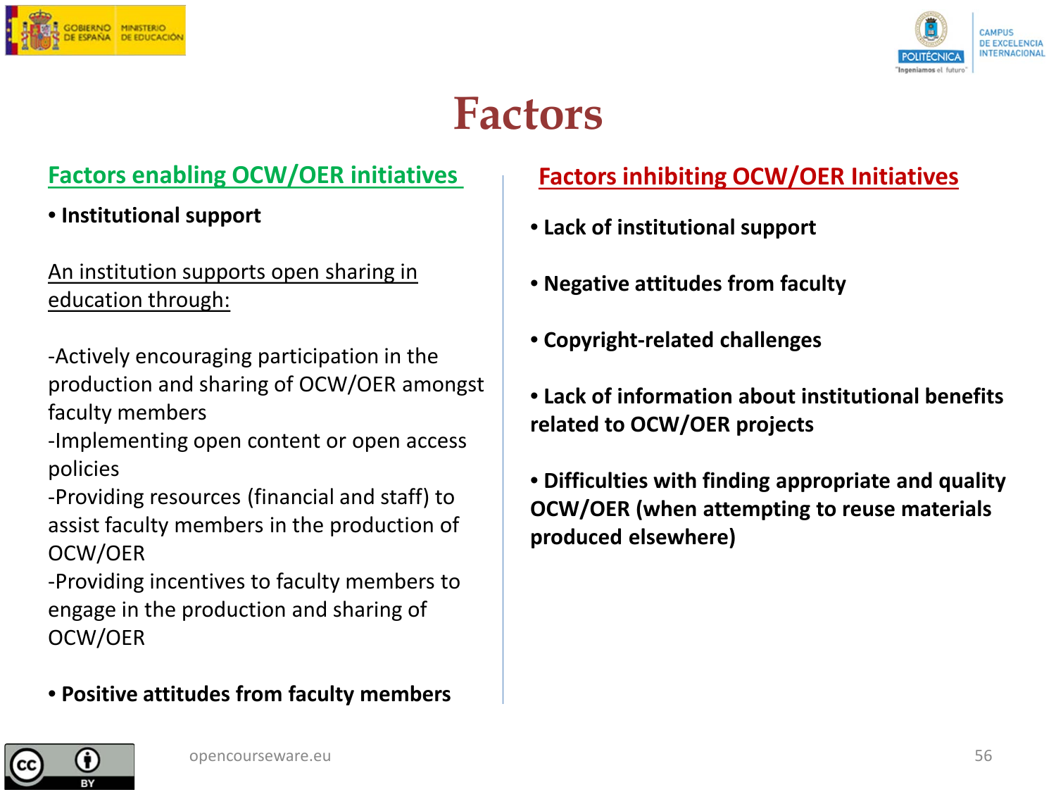# Factors

## Factors enabling OCW/OER initiatives

- **Institutional support**

An institution supports open sharing in education through:

-Actively encouraging participation in the production and sharing of OCW/OER amongst faculty members
-Implementing open content or open access policies
-Providing resources (financial and staff) to assist faculty members in the production of OCW/OER
-Providing incentives to faculty members to engage in the production and sharing of OCW/OER

- **Positive attitudes from faculty members**

## Factors inhibiting OCW/OER Initiatives

- **Lack of institutional support**
- **Negative attitudes from faculty**
- **Copyright-related challenges**
- **Lack of information about institutional benefits related to OCW/OER projects**
- **Difficulties with finding appropriate and quality OCW/OER (when attempting to reuse materials produced elsewhere)**

opencourseware.eu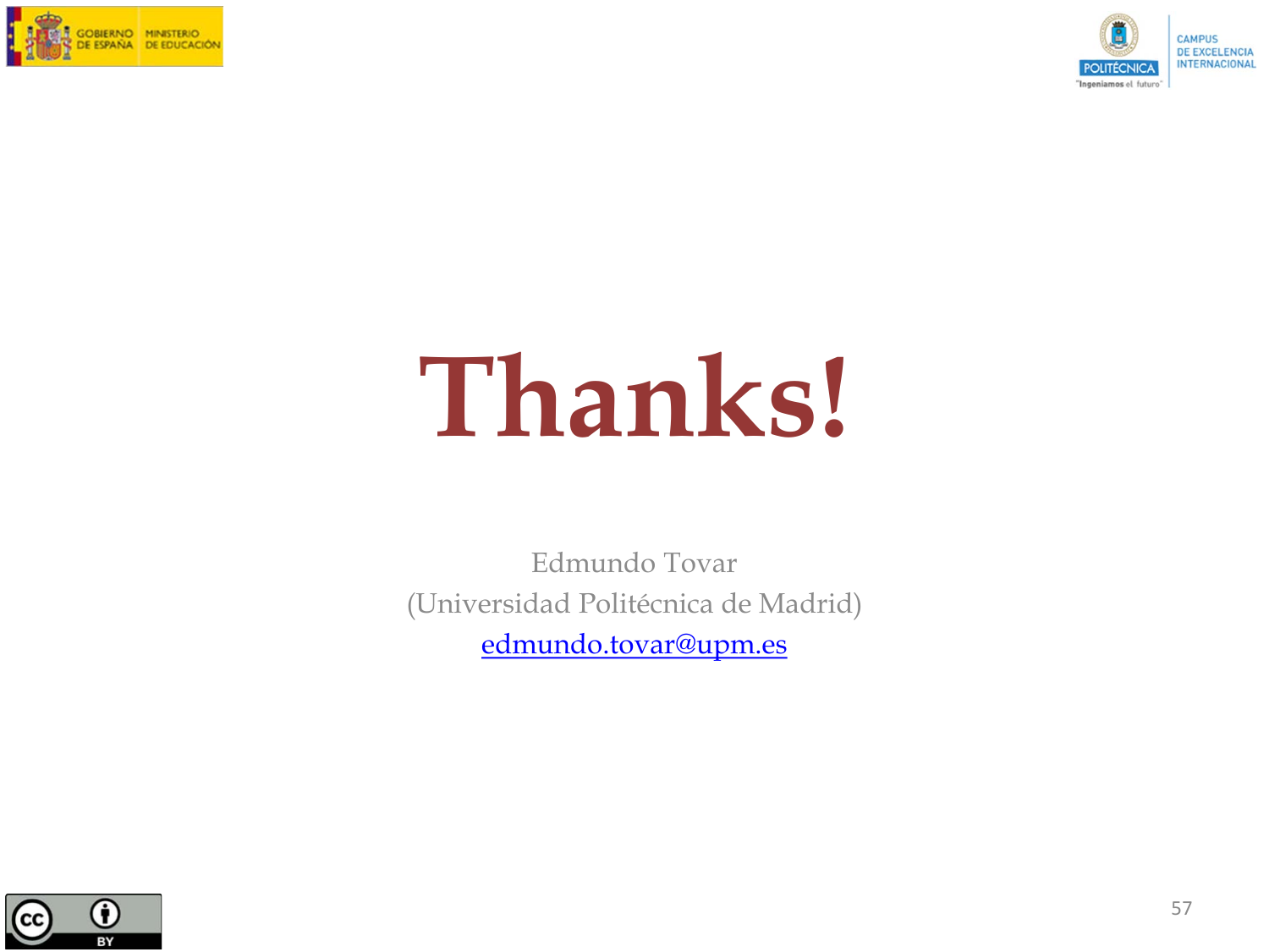# Thanks!

Edmundo Tovar
(Universidad Politécnica de Madrid)
edmundo.tovar@upm.es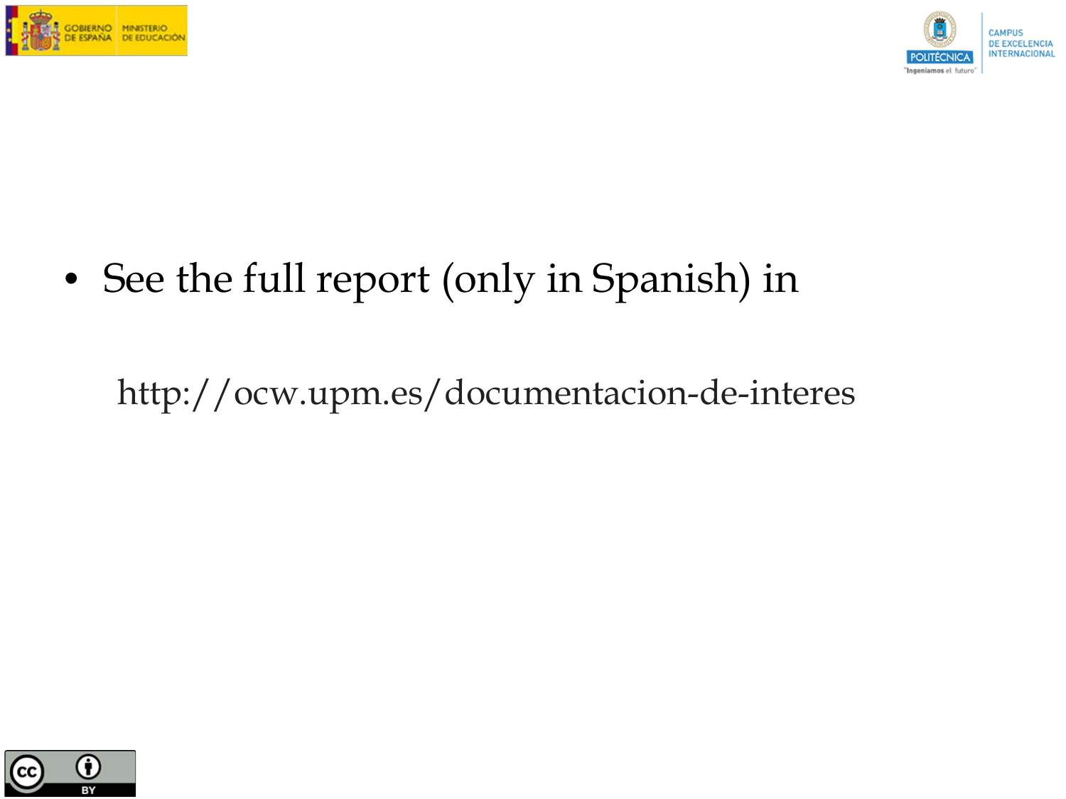- See the full report (only in Spanish) in

  http://ocw.upm.es/documentacion-de-interes